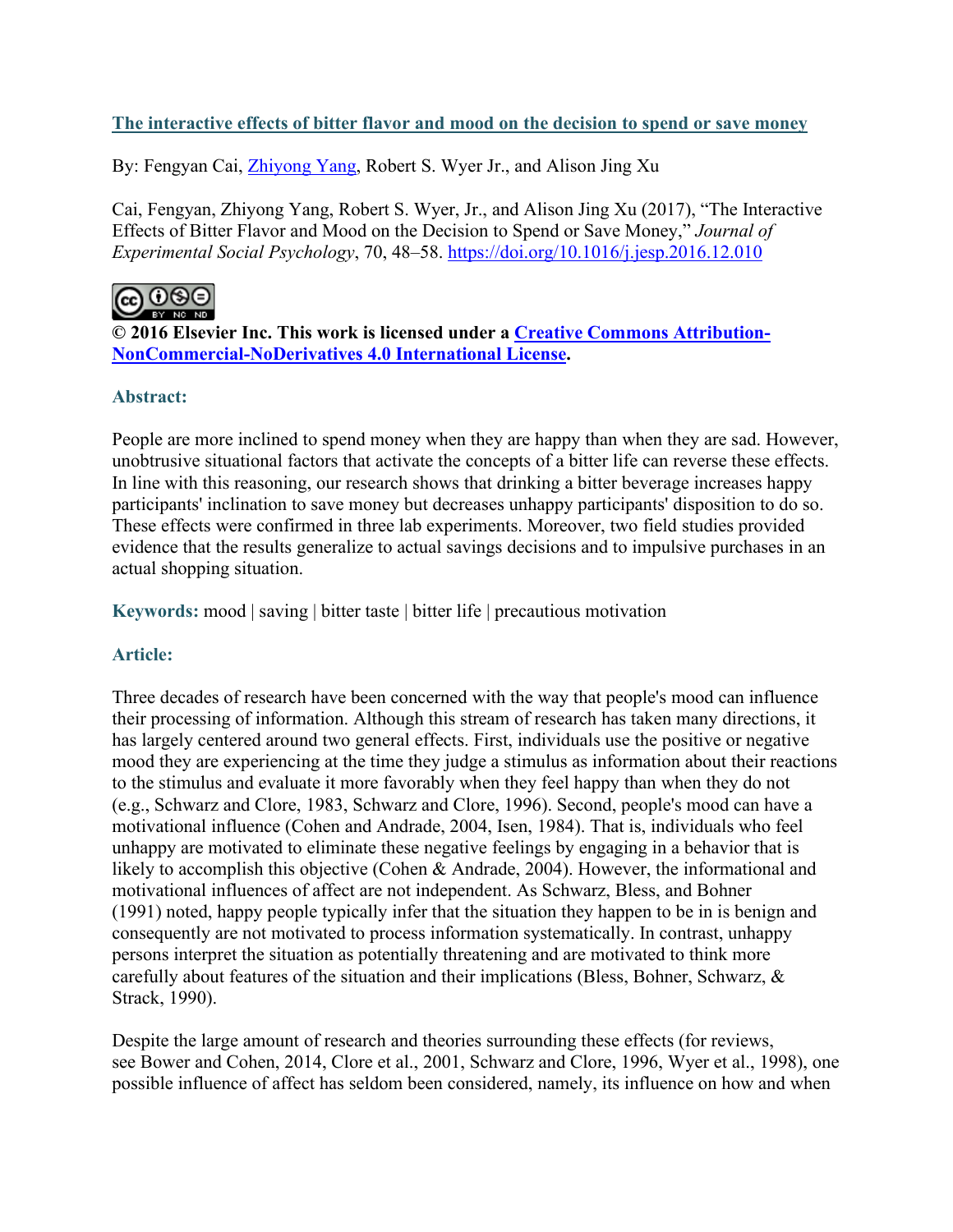**The interactive effects of bitter flavor and mood on the decision to spend or save money**

By: Fengyan Cai, Zhiyong Yang, Robert S. Wyer Jr., and Alison Jing Xu

Cai, Fengyan, Zhiyong Yang, Robert S. Wyer, Jr., and Alison Jing Xu (2017), "The Interactive Effects of Bitter Flavor and Mood on the Decision to Spend or Save Money," *Journal of Experimental Social Psychology*, 70, 48–58. https://doi.org/10.1016/j.jesp.2016.12.010

**© 2016 Elsevier Inc. This work is licensed under a Creative Commons Attribution-NonCommercial-NoDerivatives 4.0 International License.**

**Abstract:**

People are more inclined to spend money when they are happy than when they are sad. However, unobtrusive situational factors that activate the concepts of a bitter life can reverse these effects. In line with this reasoning, our research shows that drinking a bitter beverage increases happy participants' inclination to save money but decreases unhappy participants' disposition to do so. These effects were confirmed in three lab experiments. Moreover, two field studies provided evidence that the results generalize to actual savings decisions and to impulsive purchases in an actual shopping situation.

**Keywords:** mood | saving | bitter taste | bitter life | precautious motivation

**Article:**

Three decades of research have been concerned with the way that people's mood can influence their processing of information. Although this stream of research has taken many directions, it has largely centered around two general effects. First, individuals use the positive or negative mood they are experiencing at the time they judge a stimulus as information about their reactions to the stimulus and evaluate it more favorably when they feel happy than when they do not (e.g., Schwarz and Clore, 1983, Schwarz and Clore, 1996). Second, people's mood can have a motivational influence (Cohen and Andrade, 2004, Isen, 1984). That is, individuals who feel unhappy are motivated to eliminate these negative feelings by engaging in a behavior that is likely to accomplish this objective (Cohen & Andrade, 2004). However, the informational and motivational influences of affect are not independent. As Schwarz, Bless, and Bohner (1991) noted, happy people typically infer that the situation they happen to be in is benign and consequently are not motivated to process information systematically. In contrast, unhappy persons interpret the situation as potentially threatening and are motivated to think more carefully about features of the situation and their implications (Bless, Bohner, Schwarz, & Strack, 1990).

Despite the large amount of research and theories surrounding these effects (for reviews, see Bower and Cohen, 2014, Clore et al., 2001, Schwarz and Clore, 1996, Wyer et al., 1998), one possible influence of affect has seldom been considered, namely, its influence on how and when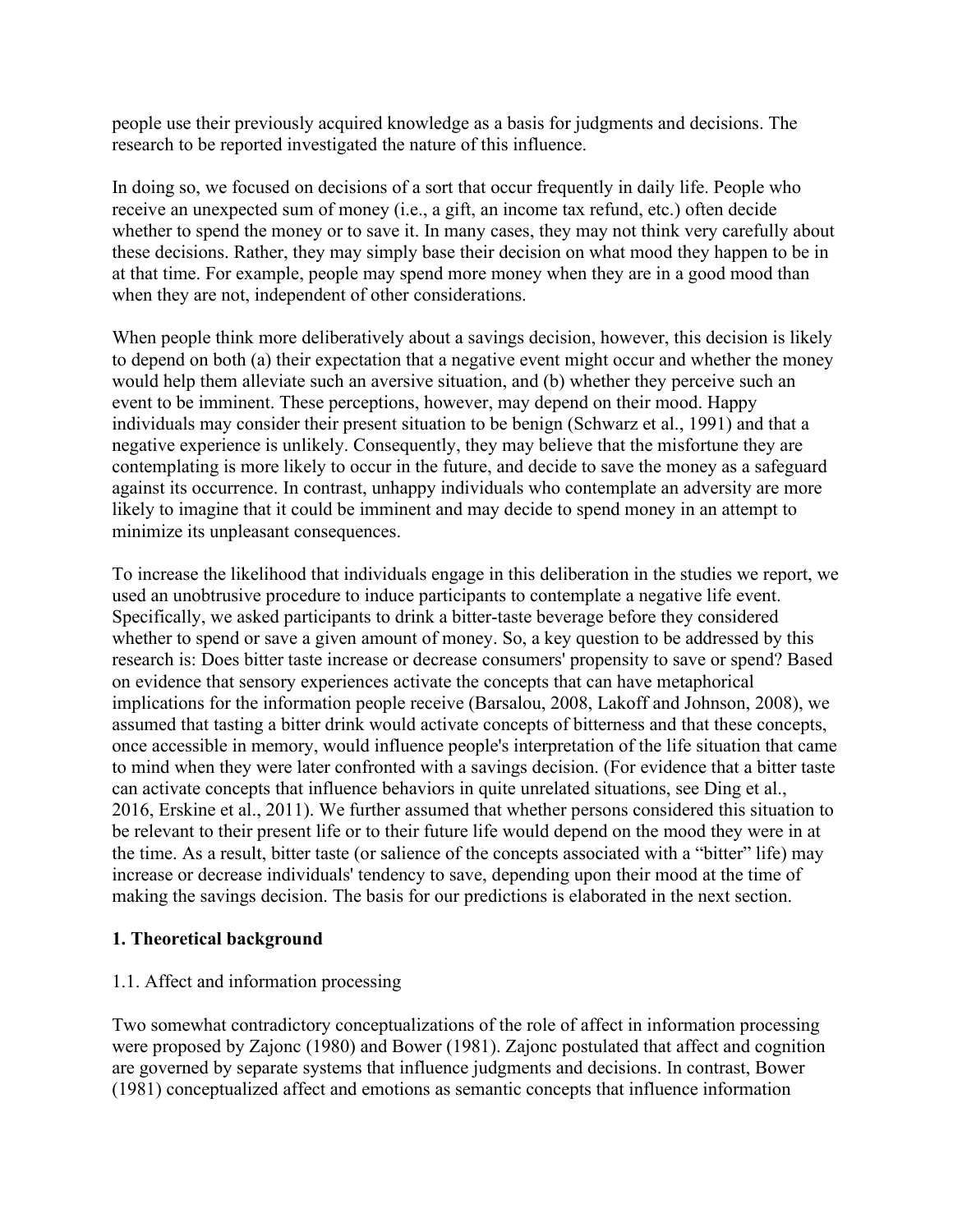people use their previously acquired knowledge as a basis for judgments and decisions. The research to be reported investigated the nature of this influence.

In doing so, we focused on decisions of a sort that occur frequently in daily life. People who receive an unexpected sum of money (i.e., a gift, an income tax refund, etc.) often decide whether to spend the money or to save it. In many cases, they may not think very carefully about these decisions. Rather, they may simply base their decision on what mood they happen to be in at that time. For example, people may spend more money when they are in a good mood than when they are not, independent of other considerations.

When people think more deliberatively about a savings decision, however, this decision is likely to depend on both (a) their expectation that a negative event might occur and whether the money would help them alleviate such an aversive situation, and (b) whether they perceive such an event to be imminent. These perceptions, however, may depend on their mood. Happy individuals may consider their present situation to be benign (Schwarz et al., 1991) and that a negative experience is unlikely. Consequently, they may believe that the misfortune they are contemplating is more likely to occur in the future, and decide to save the money as a safeguard against its occurrence. In contrast, unhappy individuals who contemplate an adversity are more likely to imagine that it could be imminent and may decide to spend money in an attempt to minimize its unpleasant consequences.

To increase the likelihood that individuals engage in this deliberation in the studies we report, we used an unobtrusive procedure to induce participants to contemplate a negative life event. Specifically, we asked participants to drink a bitter-taste beverage before they considered whether to spend or save a given amount of money. So, a key question to be addressed by this research is: Does bitter taste increase or decrease consumers' propensity to save or spend? Based on evidence that sensory experiences activate the concepts that can have metaphorical implications for the information people receive (Barsalou, 2008, Lakoff and Johnson, 2008), we assumed that tasting a bitter drink would activate concepts of bitterness and that these concepts, once accessible in memory, would influence people's interpretation of the life situation that came to mind when they were later confronted with a savings decision. (For evidence that a bitter taste can activate concepts that influence behaviors in quite unrelated situations, see Ding et al., 2016, Erskine et al., 2011). We further assumed that whether persons considered this situation to be relevant to their present life or to their future life would depend on the mood they were in at the time. As a result, bitter taste (or salience of the concepts associated with a "bitter" life) may increase or decrease individuals' tendency to save, depending upon their mood at the time of making the savings decision. The basis for our predictions is elaborated in the next section.

## 1. Theoretical background

### 1.1. Affect and information processing

Two somewhat contradictory conceptualizations of the role of affect in information processing were proposed by Zajonc (1980) and Bower (1981). Zajonc postulated that affect and cognition are governed by separate systems that influence judgments and decisions. In contrast, Bower (1981) conceptualized affect and emotions as semantic concepts that influence information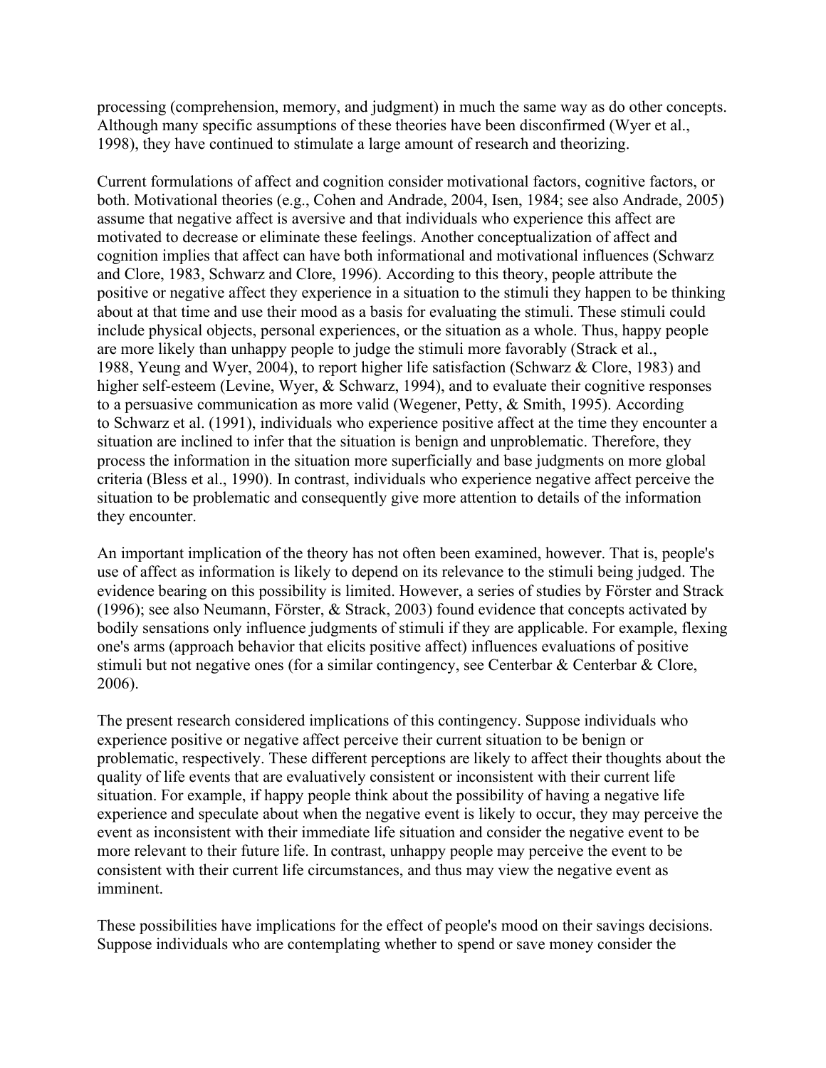processing (comprehension, memory, and judgment) in much the same way as do other concepts. Although many specific assumptions of these theories have been disconfirmed (Wyer et al., 1998), they have continued to stimulate a large amount of research and theorizing.

Current formulations of affect and cognition consider motivational factors, cognitive factors, or both. Motivational theories (e.g., Cohen and Andrade, 2004, Isen, 1984; see also Andrade, 2005) assume that negative affect is aversive and that individuals who experience this affect are motivated to decrease or eliminate these feelings. Another conceptualization of affect and cognition implies that affect can have both informational and motivational influences (Schwarz and Clore, 1983, Schwarz and Clore, 1996). According to this theory, people attribute the positive or negative affect they experience in a situation to the stimuli they happen to be thinking about at that time and use their mood as a basis for evaluating the stimuli. These stimuli could include physical objects, personal experiences, or the situation as a whole. Thus, happy people are more likely than unhappy people to judge the stimuli more favorably (Strack et al., 1988, Yeung and Wyer, 2004), to report higher life satisfaction (Schwarz & Clore, 1983) and higher self-esteem (Levine, Wyer, & Schwarz, 1994), and to evaluate their cognitive responses to a persuasive communication as more valid (Wegener, Petty, & Smith, 1995). According to Schwarz et al. (1991), individuals who experience positive affect at the time they encounter a situation are inclined to infer that the situation is benign and unproblematic. Therefore, they process the information in the situation more superficially and base judgments on more global criteria (Bless et al., 1990). In contrast, individuals who experience negative affect perceive the situation to be problematic and consequently give more attention to details of the information they encounter.

An important implication of the theory has not often been examined, however. That is, people's use of affect as information is likely to depend on its relevance to the stimuli being judged. The evidence bearing on this possibility is limited. However, a series of studies by Förster and Strack (1996); see also Neumann, Förster, & Strack, 2003) found evidence that concepts activated by bodily sensations only influence judgments of stimuli if they are applicable. For example, flexing one's arms (approach behavior that elicits positive affect) influences evaluations of positive stimuli but not negative ones (for a similar contingency, see Centerbar & Centerbar & Clore, 2006).

The present research considered implications of this contingency. Suppose individuals who experience positive or negative affect perceive their current situation to be benign or problematic, respectively. These different perceptions are likely to affect their thoughts about the quality of life events that are evaluatively consistent or inconsistent with their current life situation. For example, if happy people think about the possibility of having a negative life experience and speculate about when the negative event is likely to occur, they may perceive the event as inconsistent with their immediate life situation and consider the negative event to be more relevant to their future life. In contrast, unhappy people may perceive the event to be consistent with their current life circumstances, and thus may view the negative event as imminent.

These possibilities have implications for the effect of people's mood on their savings decisions. Suppose individuals who are contemplating whether to spend or save money consider the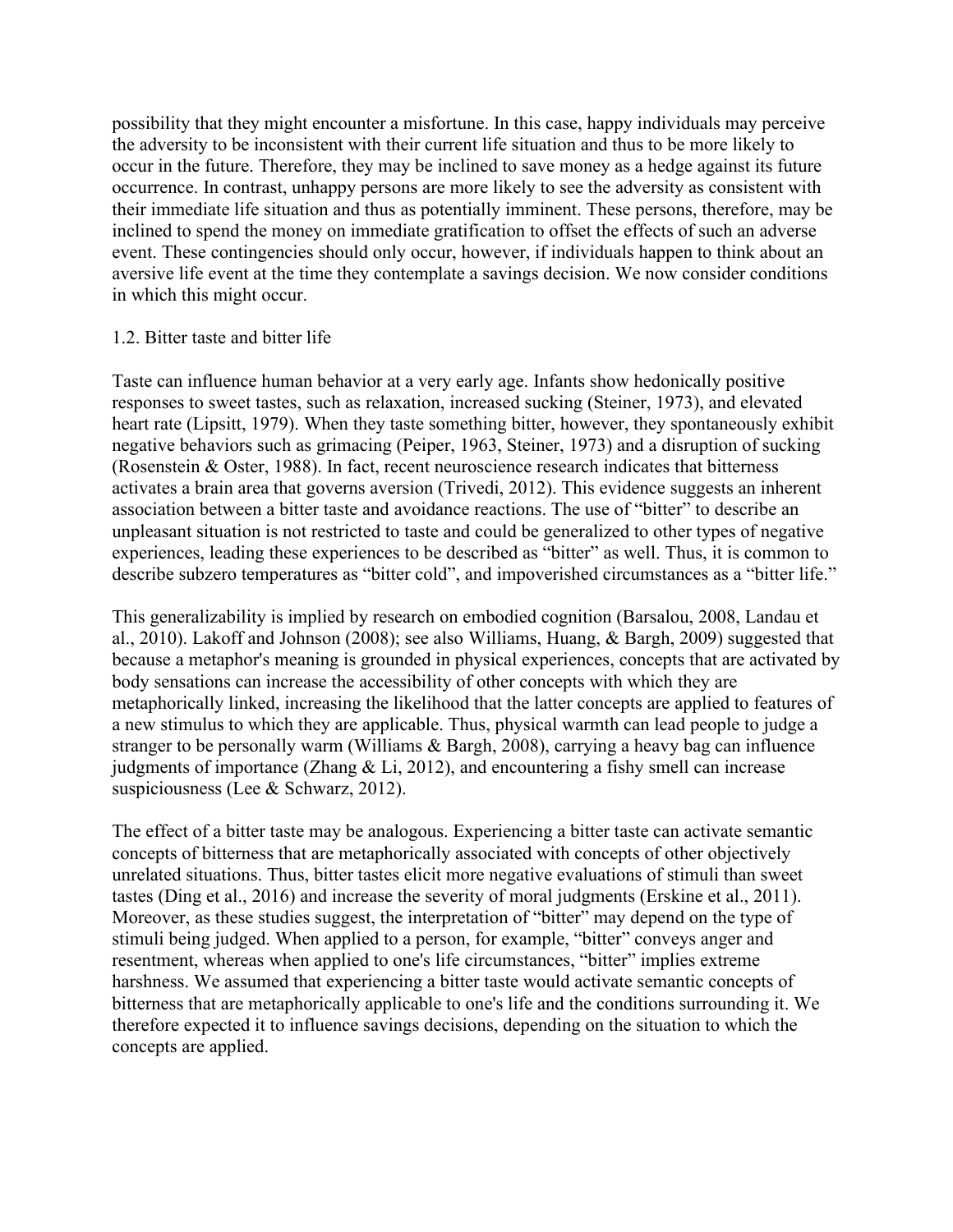possibility that they might encounter a misfortune. In this case, happy individuals may perceive the adversity to be inconsistent with their current life situation and thus to be more likely to occur in the future. Therefore, they may be inclined to save money as a hedge against its future occurrence. In contrast, unhappy persons are more likely to see the adversity as consistent with their immediate life situation and thus as potentially imminent. These persons, therefore, may be inclined to spend the money on immediate gratification to offset the effects of such an adverse event. These contingencies should only occur, however, if individuals happen to think about an aversive life event at the time they contemplate a savings decision. We now consider conditions in which this might occur.

### 1.2. Bitter taste and bitter life

Taste can influence human behavior at a very early age. Infants show hedonically positive responses to sweet tastes, such as relaxation, increased sucking (Steiner, 1973), and elevated heart rate (Lipsitt, 1979). When they taste something bitter, however, they spontaneously exhibit negative behaviors such as grimacing (Peiper, 1963, Steiner, 1973) and a disruption of sucking (Rosenstein & Oster, 1988). In fact, recent neuroscience research indicates that bitterness activates a brain area that governs aversion (Trivedi, 2012). This evidence suggests an inherent association between a bitter taste and avoidance reactions. The use of "bitter" to describe an unpleasant situation is not restricted to taste and could be generalized to other types of negative experiences, leading these experiences to be described as "bitter" as well. Thus, it is common to describe subzero temperatures as "bitter cold", and impoverished circumstances as a "bitter life."

This generalizability is implied by research on embodied cognition (Barsalou, 2008, Landau et al., 2010). Lakoff and Johnson (2008); see also Williams, Huang, & Bargh, 2009) suggested that because a metaphor's meaning is grounded in physical experiences, concepts that are activated by body sensations can increase the accessibility of other concepts with which they are metaphorically linked, increasing the likelihood that the latter concepts are applied to features of a new stimulus to which they are applicable. Thus, physical warmth can lead people to judge a stranger to be personally warm (Williams & Bargh, 2008), carrying a heavy bag can influence judgments of importance (Zhang & Li, 2012), and encountering a fishy smell can increase suspiciousness (Lee & Schwarz, 2012).

The effect of a bitter taste may be analogous. Experiencing a bitter taste can activate semantic concepts of bitterness that are metaphorically associated with concepts of other objectively unrelated situations. Thus, bitter tastes elicit more negative evaluations of stimuli than sweet tastes (Ding et al., 2016) and increase the severity of moral judgments (Erskine et al., 2011). Moreover, as these studies suggest, the interpretation of "bitter" may depend on the type of stimuli being judged. When applied to a person, for example, "bitter" conveys anger and resentment, whereas when applied to one's life circumstances, "bitter" implies extreme harshness. We assumed that experiencing a bitter taste would activate semantic concepts of bitterness that are metaphorically applicable to one's life and the conditions surrounding it. We therefore expected it to influence savings decisions, depending on the situation to which the concepts are applied.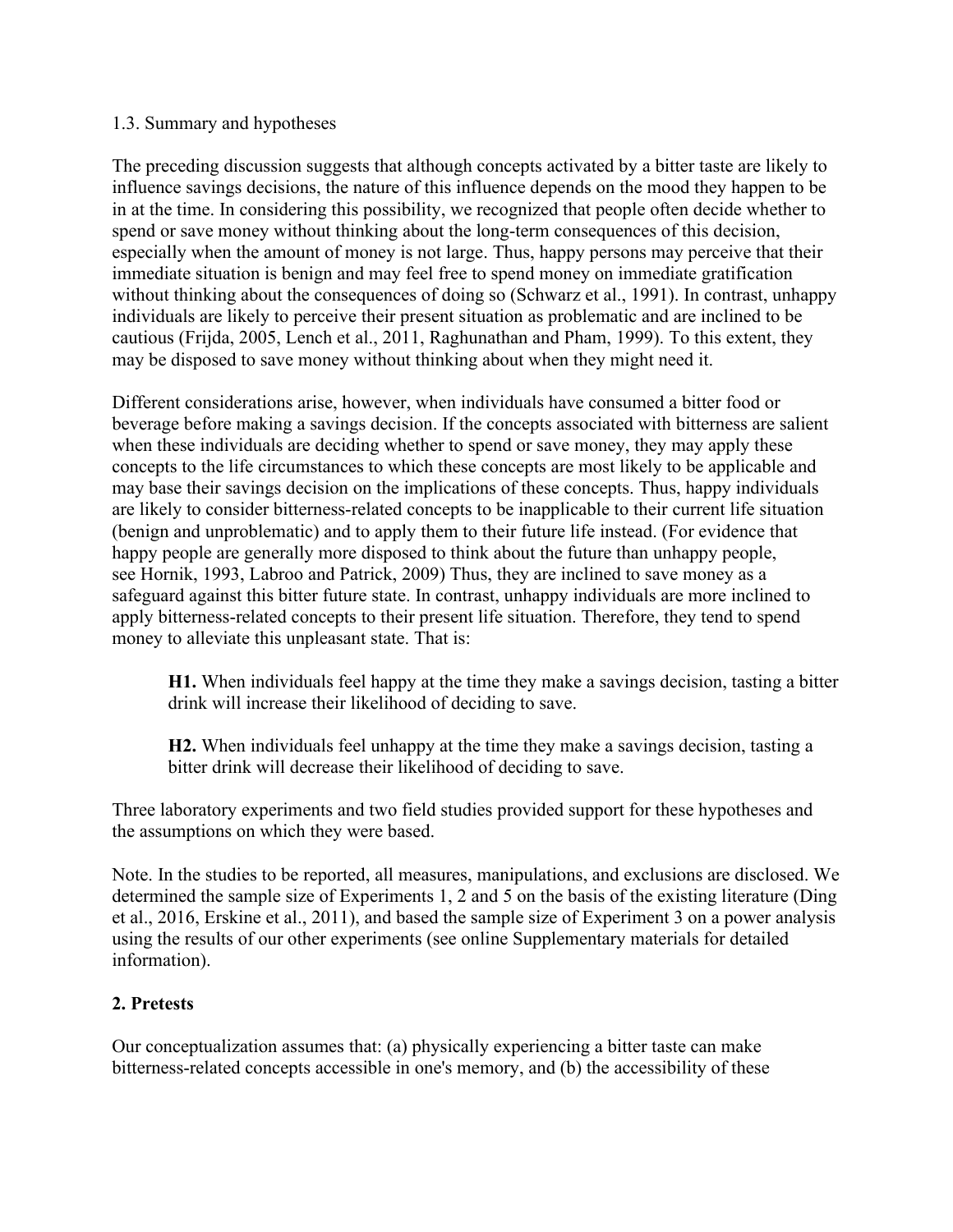### 1.3. Summary and hypotheses

The preceding discussion suggests that although concepts activated by a bitter taste are likely to influence savings decisions, the nature of this influence depends on the mood they happen to be in at the time. In considering this possibility, we recognized that people often decide whether to spend or save money without thinking about the long-term consequences of this decision, especially when the amount of money is not large. Thus, happy persons may perceive that their immediate situation is benign and may feel free to spend money on immediate gratification without thinking about the consequences of doing so (Schwarz et al., 1991). In contrast, unhappy individuals are likely to perceive their present situation as problematic and are inclined to be cautious (Frijda, 2005, Lench et al., 2011, Raghunathan and Pham, 1999). To this extent, they may be disposed to save money without thinking about when they might need it.

Different considerations arise, however, when individuals have consumed a bitter food or beverage before making a savings decision. If the concepts associated with bitterness are salient when these individuals are deciding whether to spend or save money, they may apply these concepts to the life circumstances to which these concepts are most likely to be applicable and may base their savings decision on the implications of these concepts. Thus, happy individuals are likely to consider bitterness-related concepts to be inapplicable to their current life situation (benign and unproblematic) and to apply them to their future life instead. (For evidence that happy people are generally more disposed to think about the future than unhappy people, see Hornik, 1993, Labroo and Patrick, 2009) Thus, they are inclined to save money as a safeguard against this bitter future state. In contrast, unhappy individuals are more inclined to apply bitterness-related concepts to their present life situation. Therefore, they tend to spend money to alleviate this unpleasant state. That is:

> **H1.** When individuals feel happy at the time they make a savings decision, tasting a bitter drink will increase their likelihood of deciding to save.
>
> **H2.** When individuals feel unhappy at the time they make a savings decision, tasting a bitter drink will decrease their likelihood of deciding to save.

Three laboratory experiments and two field studies provided support for these hypotheses and the assumptions on which they were based.

Note. In the studies to be reported, all measures, manipulations, and exclusions are disclosed. We determined the sample size of Experiments 1, 2 and 5 on the basis of the existing literature (Ding et al., 2016, Erskine et al., 2011), and based the sample size of Experiment 3 on a power analysis using the results of our other experiments (see online Supplementary materials for detailed information).

## 2. Pretests

Our conceptualization assumes that: (a) physically experiencing a bitter taste can make bitterness-related concepts accessible in one's memory, and (b) the accessibility of these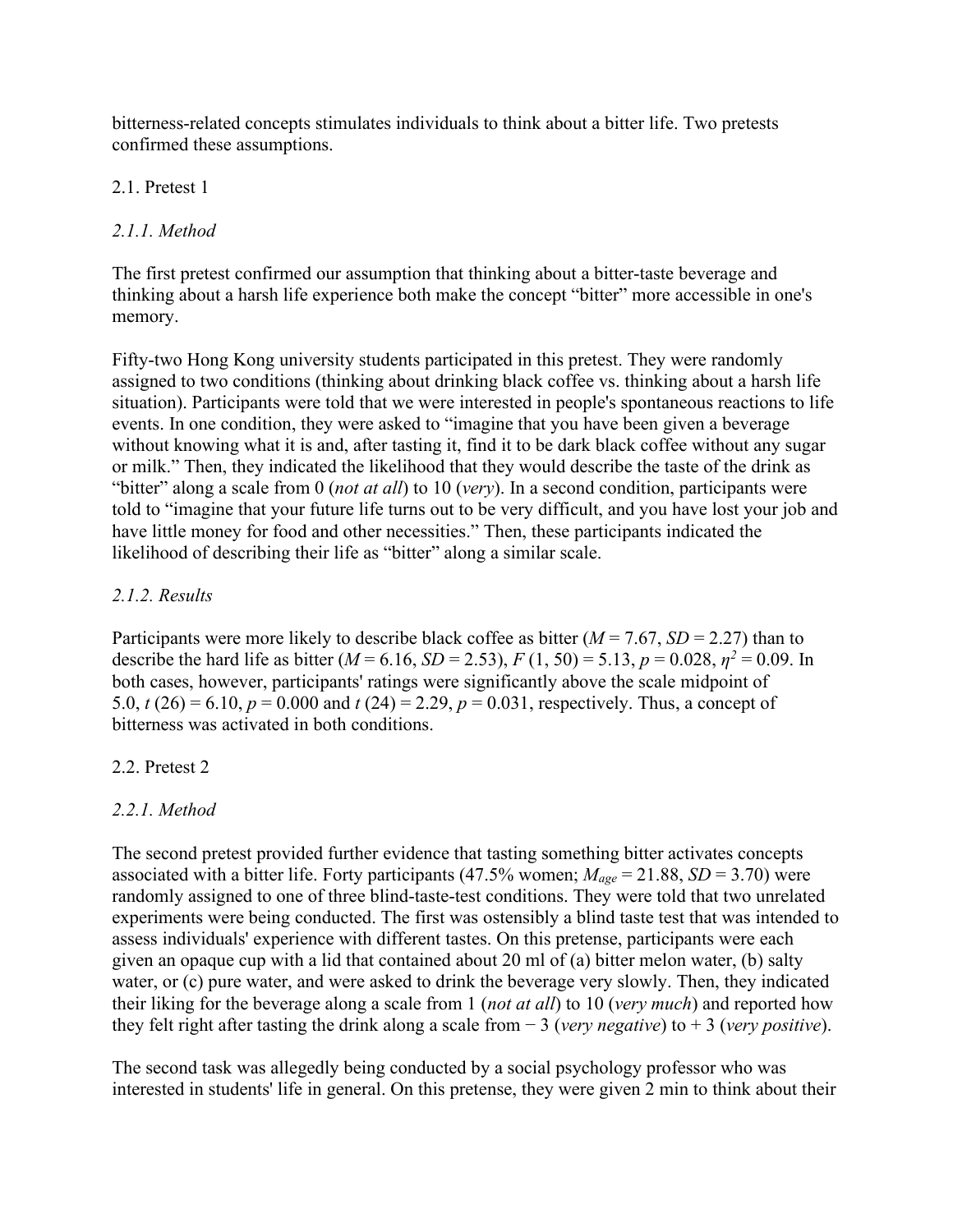bitterness-related concepts stimulates individuals to think about a bitter life. Two pretests confirmed these assumptions.

## 2.1. Pretest 1

### *2.1.1. Method*

The first pretest confirmed our assumption that thinking about a bitter-taste beverage and thinking about a harsh life experience both make the concept "bitter" more accessible in one's memory.

Fifty-two Hong Kong university students participated in this pretest. They were randomly assigned to two conditions (thinking about drinking black coffee vs. thinking about a harsh life situation). Participants were told that we were interested in people's spontaneous reactions to life events. In one condition, they were asked to "imagine that you have been given a beverage without knowing what it is and, after tasting it, find it to be dark black coffee without any sugar or milk." Then, they indicated the likelihood that they would describe the taste of the drink as "bitter" along a scale from 0 (*not at all*) to 10 (*very*). In a second condition, participants were told to "imagine that your future life turns out to be very difficult, and you have lost your job and have little money for food and other necessities." Then, these participants indicated the likelihood of describing their life as "bitter" along a similar scale.

### *2.1.2. Results*

Participants were more likely to describe black coffee as bitter ($M = 7.67$, $SD = 2.27$) than to describe the hard life as bitter ($M = 6.16$, $SD = 2.53$), $F(1, 50) = 5.13$, $p = 0.028$, $\eta^2 = 0.09$. In both cases, however, participants' ratings were significantly above the scale midpoint of 5.0, $t(26) = 6.10$, $p = 0.000$ and $t(24) = 2.29$, $p = 0.031$, respectively. Thus, a concept of bitterness was activated in both conditions.

## 2.2. Pretest 2

### *2.2.1. Method*

The second pretest provided further evidence that tasting something bitter activates concepts associated with a bitter life. Forty participants (47.5% women; $M_{age} = 21.88$, $SD = 3.70$) were randomly assigned to one of three blind-taste-test conditions. They were told that two unrelated experiments were being conducted. The first was ostensibly a blind taste test that was intended to assess individuals' experience with different tastes. On this pretense, participants were each given an opaque cup with a lid that contained about 20 ml of (a) bitter melon water, (b) salty water, or (c) pure water, and were asked to drink the beverage very slowly. Then, they indicated their liking for the beverage along a scale from 1 (*not at all*) to 10 (*very much*) and reported how they felt right after tasting the drink along a scale from − 3 (*very negative*) to + 3 (*very positive*).

The second task was allegedly being conducted by a social psychology professor who was interested in students' life in general. On this pretense, they were given 2 min to think about their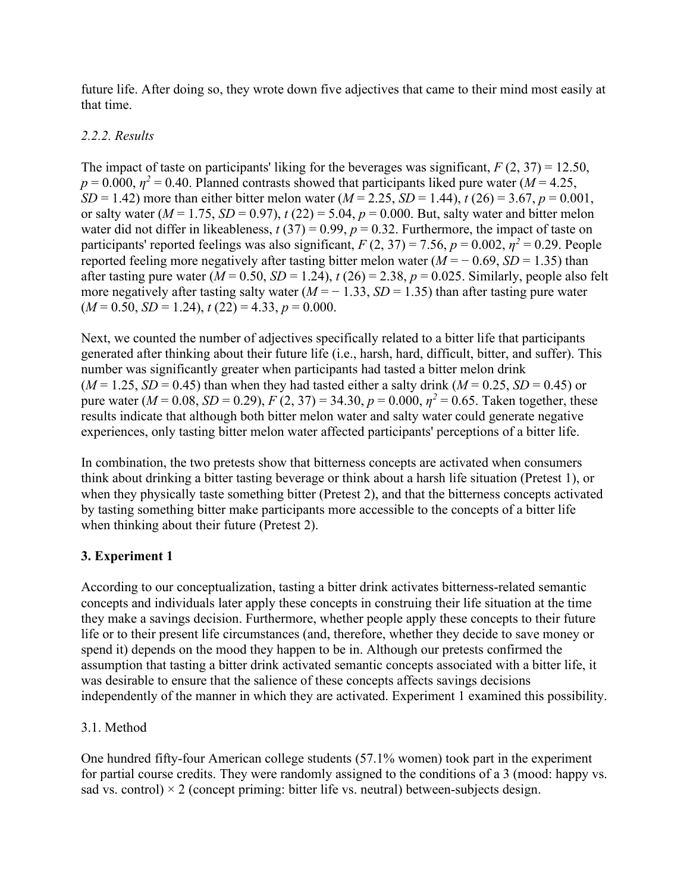future life. After doing so, they wrote down five adjectives that came to their mind most easily at that time.

*2.2.2. Results*

The impact of taste on participants' liking for the beverages was significant, $F(2, 37) = 12.50$, $p = 0.000$, $\eta^2 = 0.40$. Planned contrasts showed that participants liked pure water ($M = 4.25$, $SD = 1.42$) more than either bitter melon water ($M = 2.25$, $SD = 1.44$), $t(26) = 3.67$, $p = 0.001$, or salty water ($M = 1.75$, $SD = 0.97$), $t(22) = 5.04$, $p = 0.000$. But, salty water and bitter melon water did not differ in likeableness, $t(37) = 0.99$, $p = 0.32$. Furthermore, the impact of taste on participants' reported feelings was also significant, $F(2, 37) = 7.56$, $p = 0.002$, $\eta^2 = 0.29$. People reported feeling more negatively after tasting bitter melon water ($M = -0.69$, $SD = 1.35$) than after tasting pure water ($M = 0.50$, $SD = 1.24$), $t(26) = 2.38$, $p = 0.025$. Similarly, people also felt more negatively after tasting salty water ($M = -1.33$, $SD = 1.35$) than after tasting pure water ($M = 0.50$, $SD = 1.24$), $t(22) = 4.33$, $p = 0.000$.

Next, we counted the number of adjectives specifically related to a bitter life that participants generated after thinking about their future life (i.e., harsh, hard, difficult, bitter, and suffer). This number was significantly greater when participants had tasted a bitter melon drink ($M = 1.25$, $SD = 0.45$) than when they had tasted either a salty drink ($M = 0.25$, $SD = 0.45$) or pure water ($M = 0.08$, $SD = 0.29$), $F(2, 37) = 34.30$, $p = 0.000$, $\eta^2 = 0.65$. Taken together, these results indicate that although both bitter melon water and salty water could generate negative experiences, only tasting bitter melon water affected participants' perceptions of a bitter life.

In combination, the two pretests show that bitterness concepts are activated when consumers think about drinking a bitter tasting beverage or think about a harsh life situation (Pretest 1), or when they physically taste something bitter (Pretest 2), and that the bitterness concepts activated by tasting something bitter make participants more accessible to the concepts of a bitter life when thinking about their future (Pretest 2).

## 3. Experiment 1

According to our conceptualization, tasting a bitter drink activates bitterness-related semantic concepts and individuals later apply these concepts in construing their life situation at the time they make a savings decision. Furthermore, whether people apply these concepts to their future life or to their present life circumstances (and, therefore, whether they decide to save money or spend it) depends on the mood they happen to be in. Although our pretests confirmed the assumption that tasting a bitter drink activated semantic concepts associated with a bitter life, it was desirable to ensure that the salience of these concepts affects savings decisions independently of the manner in which they are activated. Experiment 1 examined this possibility.

### 3.1. Method

One hundred fifty-four American college students (57.1% women) took part in the experiment for partial course credits. They were randomly assigned to the conditions of a 3 (mood: happy vs. sad vs. control) × 2 (concept priming: bitter life vs. neutral) between-subjects design.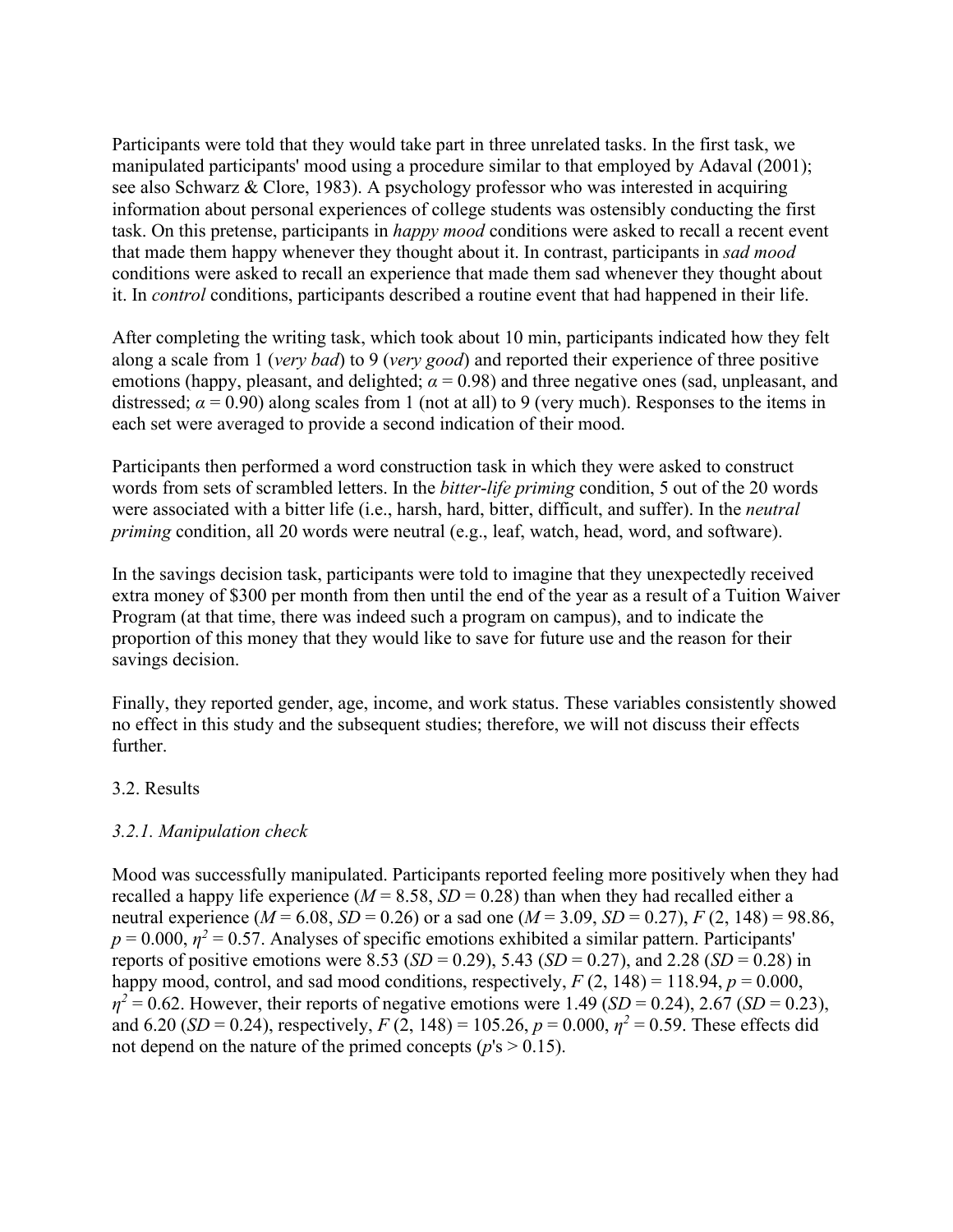Participants were told that they would take part in three unrelated tasks. In the first task, we manipulated participants' mood using a procedure similar to that employed by Adaval (2001); see also Schwarz & Clore, 1983). A psychology professor who was interested in acquiring information about personal experiences of college students was ostensibly conducting the first task. On this pretense, participants in *happy mood* conditions were asked to recall a recent event that made them happy whenever they thought about it. In contrast, participants in *sad mood* conditions were asked to recall an experience that made them sad whenever they thought about it. In *control* conditions, participants described a routine event that had happened in their life.

After completing the writing task, which took about 10 min, participants indicated how they felt along a scale from 1 (*very bad*) to 9 (*very good*) and reported their experience of three positive emotions (happy, pleasant, and delighted; $\alpha = 0.98$) and three negative ones (sad, unpleasant, and distressed; $\alpha = 0.90$) along scales from 1 (not at all) to 9 (very much). Responses to the items in each set were averaged to provide a second indication of their mood.

Participants then performed a word construction task in which they were asked to construct words from sets of scrambled letters. In the *bitter-life priming* condition, 5 out of the 20 words were associated with a bitter life (i.e., harsh, hard, bitter, difficult, and suffer). In the *neutral priming* condition, all 20 words were neutral (e.g., leaf, watch, head, word, and software).

In the savings decision task, participants were told to imagine that they unexpectedly received extra money of $300 per month from then until the end of the year as a result of a Tuition Waiver Program (at that time, there was indeed such a program on campus), and to indicate the proportion of this money that they would like to save for future use and the reason for their savings decision.

Finally, they reported gender, age, income, and work status. These variables consistently showed no effect in this study and the subsequent studies; therefore, we will not discuss their effects further.

## 3.2. Results

### *3.2.1. Manipulation check*

Mood was successfully manipulated. Participants reported feeling more positively when they had recalled a happy life experience ($M = 8.58$, $SD = 0.28$) than when they had recalled either a neutral experience ($M = 6.08$, $SD = 0.26$) or a sad one ($M = 3.09$, $SD = 0.27$), $F(2, 148) = 98.86$, $p = 0.000$, $\eta^2 = 0.57$. Analyses of specific emotions exhibited a similar pattern. Participants' reports of positive emotions were 8.53 ($SD = 0.29$), 5.43 ($SD = 0.27$), and 2.28 ($SD = 0.28$) in happy mood, control, and sad mood conditions, respectively, $F(2, 148) = 118.94$, $p = 0.000$, $\eta^2 = 0.62$. However, their reports of negative emotions were 1.49 ($SD = 0.24$), 2.67 ($SD = 0.23$), and 6.20 ($SD = 0.24$), respectively, $F(2, 148) = 105.26$, $p = 0.000$, $\eta^2 = 0.59$. These effects did not depend on the nature of the primed concepts ($p$'s $> 0.15$).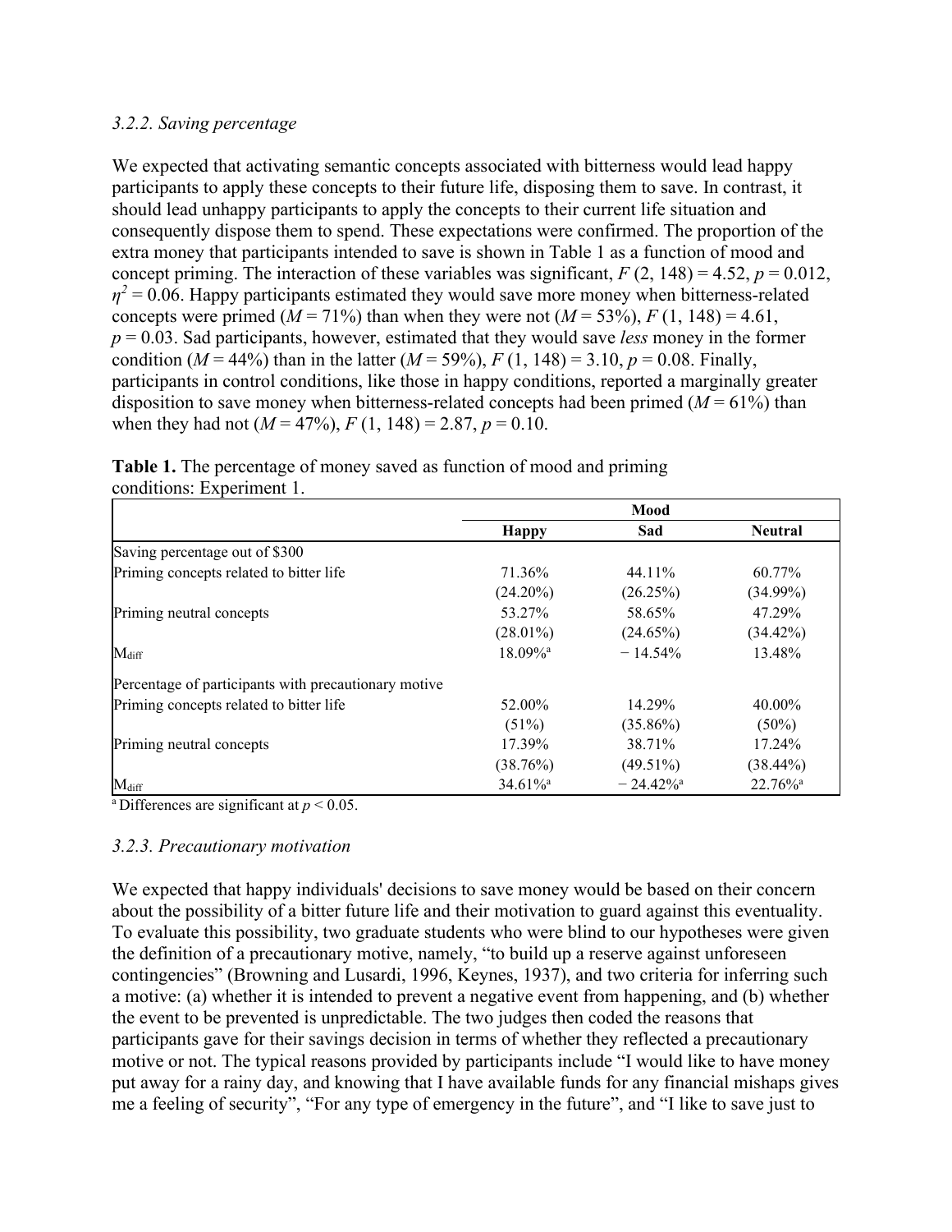### 3.2.2. Saving percentage

We expected that activating semantic concepts associated with bitterness would lead happy participants to apply these concepts to their future life, disposing them to save. In contrast, it should lead unhappy participants to apply the concepts to their current life situation and consequently dispose them to spend. These expectations were confirmed. The proportion of the extra money that participants intended to save is shown in Table 1 as a function of mood and concept priming. The interaction of these variables was significant, $F(2, 148) = 4.52$, $p = 0.012$, $\eta^2 = 0.06$. Happy participants estimated they would save more money when bitterness-related concepts were primed ($M = 71\%$) than when they were not ($M = 53\%$), $F(1, 148) = 4.61$, $p = 0.03$. Sad participants, however, estimated that they would save *less* money in the former condition ($M = 44\%$) than in the latter ($M = 59\%$), $F(1, 148) = 3.10$, $p = 0.08$. Finally, participants in control conditions, like those in happy conditions, reported a marginally greater disposition to save money when bitterness-related concepts had been primed ($M = 61\%$) than when they had not ($M = 47\%$), $F(1, 148) = 2.87$, $p = 0.10$.

**Table 1.** The percentage of money saved as function of mood and priming conditions: Experiment 1.

| | Mood | | |
|---|---|---|---|
| | **Happy** | **Sad** | **Neutral** |
| Saving percentage out of \$300 | | | |
| Priming concepts related to bitter life | 71.36% | 44.11% | 60.77% |
| | (24.20%) | (26.25%) | (34.99%) |
| Priming neutral concepts | 53.27% | 58.65% | 47.29% |
| | (28.01%) | (24.65%) | (34.42%) |
| $M_{diff}$ | 18.09%[a] | − 14.54% | 13.48% |
| Percentage of participants with precautionary motive | | | |
| Priming concepts related to bitter life | 52.00% | 14.29% | 40.00% |
| | (51%) | (35.86%) | (50%) |
| Priming neutral concepts | 17.39% | 38.71% | 17.24% |
| | (38.76%) | (49.51%) | (38.44%) |
| $M_{diff}$ | 34.61%[a] | − 24.42%[a] | 22.76%[a] |

[a] Differences are significant at $p < 0.05$.

### 3.2.3. Precautionary motivation

We expected that happy individuals' decisions to save money would be based on their concern about the possibility of a bitter future life and their motivation to guard against this eventuality. To evaluate this possibility, two graduate students who were blind to our hypotheses were given the definition of a precautionary motive, namely, "to build up a reserve against unforeseen contingencies" (Browning and Lusardi, 1996, Keynes, 1937), and two criteria for inferring such a motive: (a) whether it is intended to prevent a negative event from happening, and (b) whether the event to be prevented is unpredictable. The two judges then coded the reasons that participants gave for their savings decision in terms of whether they reflected a precautionary motive or not. The typical reasons provided by participants include "I would like to have money put away for a rainy day, and knowing that I have available funds for any financial mishaps gives me a feeling of security", "For any type of emergency in the future", and "I like to save just to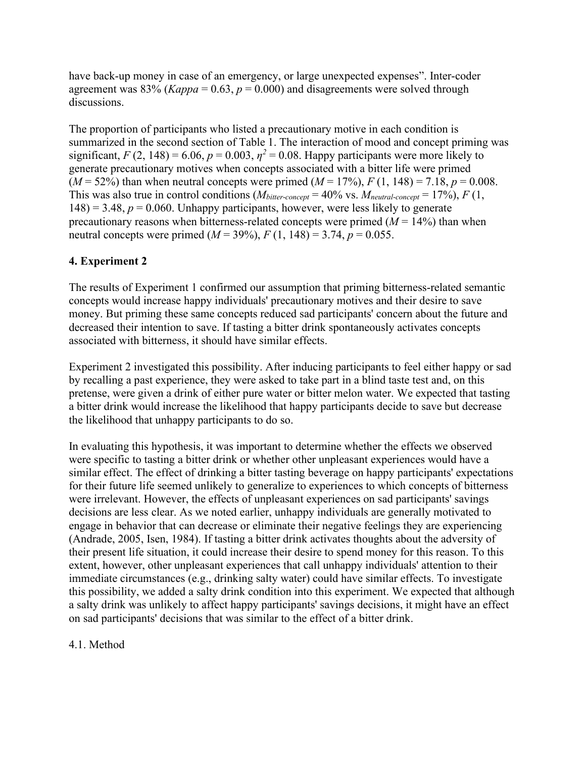have back-up money in case of an emergency, or large unexpected expenses". Inter-coder agreement was 83% (*Kappa* = 0.63, $p = 0.000$) and disagreements were solved through discussions.

The proportion of participants who listed a precautionary motive in each condition is summarized in the second section of Table 1. The interaction of mood and concept priming was significant, $F(2, 148) = 6.06$, $p = 0.003$, $\eta^2 = 0.08$. Happy participants were more likely to generate precautionary motives when concepts associated with a bitter life were primed ($M = 52\%$) than when neutral concepts were primed ($M = 17\%$), $F(1, 148) = 7.18$, $p = 0.008$. This was also true in control conditions ($M_{bitter\text{-}concept} = 40\%$ vs. $M_{neutral\text{-}concept} = 17\%$), $F(1, 148) = 3.48$, $p = 0.060$. Unhappy participants, however, were less likely to generate precautionary reasons when bitterness-related concepts were primed ($M = 14\%$) than when neutral concepts were primed ($M = 39\%$), $F(1, 148) = 3.74$, $p = 0.055$.

## 4. Experiment 2

The results of Experiment 1 confirmed our assumption that priming bitterness-related semantic concepts would increase happy individuals' precautionary motives and their desire to save money. But priming these same concepts reduced sad participants' concern about the future and decreased their intention to save. If tasting a bitter drink spontaneously activates concepts associated with bitterness, it should have similar effects.

Experiment 2 investigated this possibility. After inducing participants to feel either happy or sad by recalling a past experience, they were asked to take part in a blind taste test and, on this pretense, were given a drink of either pure water or bitter melon water. We expected that tasting a bitter drink would increase the likelihood that happy participants decide to save but decrease the likelihood that unhappy participants to do so.

In evaluating this hypothesis, it was important to determine whether the effects we observed were specific to tasting a bitter drink or whether other unpleasant experiences would have a similar effect. The effect of drinking a bitter tasting beverage on happy participants' expectations for their future life seemed unlikely to generalize to experiences to which concepts of bitterness were irrelevant. However, the effects of unpleasant experiences on sad participants' savings decisions are less clear. As we noted earlier, unhappy individuals are generally motivated to engage in behavior that can decrease or eliminate their negative feelings they are experiencing (Andrade, 2005, Isen, 1984). If tasting a bitter drink activates thoughts about the adversity of their present life situation, it could increase their desire to spend money for this reason. To this extent, however, other unpleasant experiences that call unhappy individuals' attention to their immediate circumstances (e.g., drinking salty water) could have similar effects. To investigate this possibility, we added a salty drink condition into this experiment. We expected that although a salty drink was unlikely to affect happy participants' savings decisions, it might have an effect on sad participants' decisions that was similar to the effect of a bitter drink.

### 4.1. Method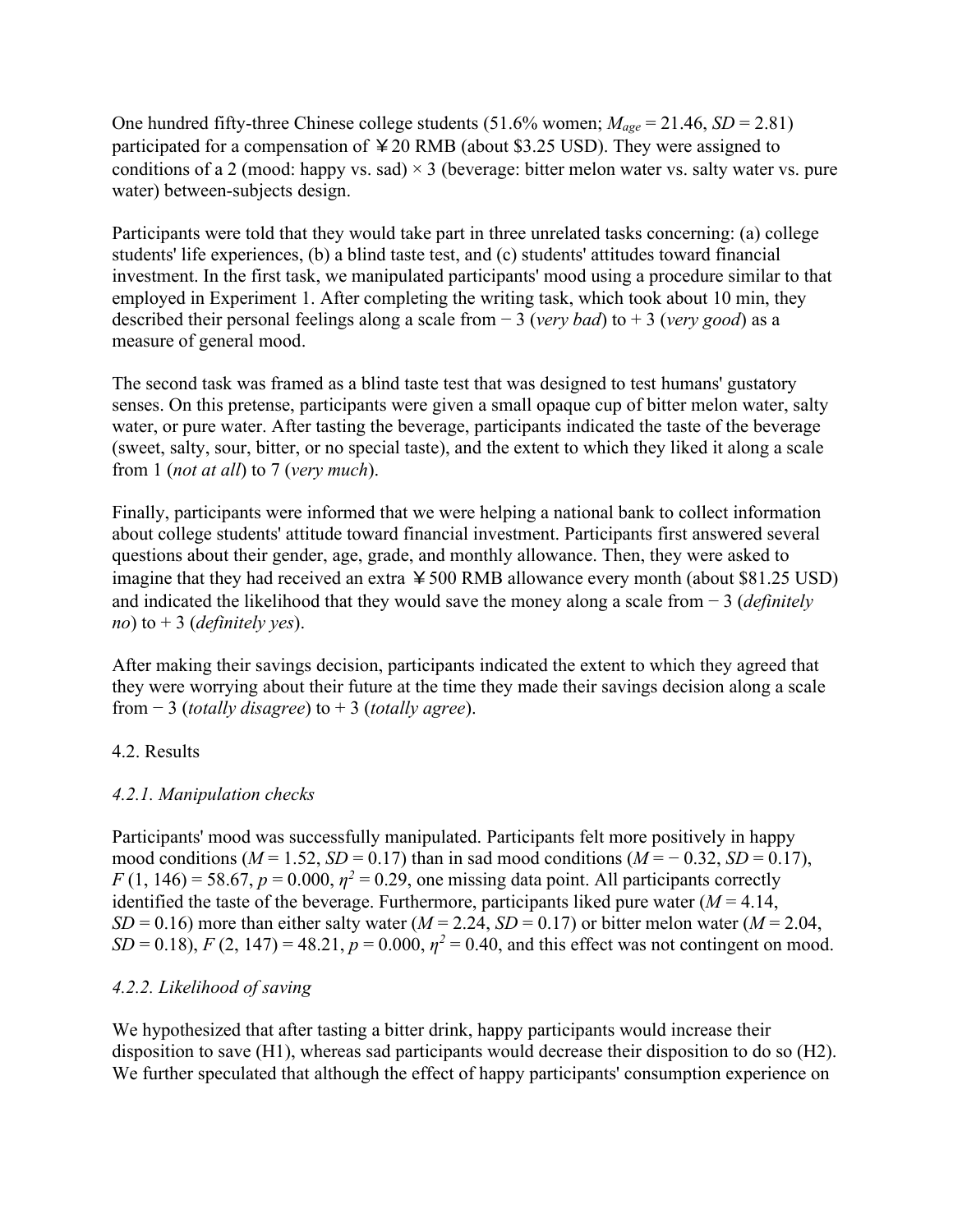One hundred fifty-three Chinese college students (51.6% women; $M_{age} = 21.46$, $SD = 2.81$) participated for a compensation of ￥20 RMB (about $3.25 USD). They were assigned to conditions of a 2 (mood: happy vs. sad) × 3 (beverage: bitter melon water vs. salty water vs. pure water) between-subjects design.

Participants were told that they would take part in three unrelated tasks concerning: (a) college students' life experiences, (b) a blind taste test, and (c) students' attitudes toward financial investment. In the first task, we manipulated participants' mood using a procedure similar to that employed in Experiment 1. After completing the writing task, which took about 10 min, they described their personal feelings along a scale from − 3 (*very bad*) to + 3 (*very good*) as a measure of general mood.

The second task was framed as a blind taste test that was designed to test humans' gustatory senses. On this pretense, participants were given a small opaque cup of bitter melon water, salty water, or pure water. After tasting the beverage, participants indicated the taste of the beverage (sweet, salty, sour, bitter, or no special taste), and the extent to which they liked it along a scale from 1 (*not at all*) to 7 (*very much*).

Finally, participants were informed that we were helping a national bank to collect information about college students' attitude toward financial investment. Participants first answered several questions about their gender, age, grade, and monthly allowance. Then, they were asked to imagine that they had received an extra ￥500 RMB allowance every month (about $81.25 USD) and indicated the likelihood that they would save the money along a scale from − 3 (*definitely no*) to + 3 (*definitely yes*).

After making their savings decision, participants indicated the extent to which they agreed that they were worrying about their future at the time they made their savings decision along a scale from − 3 (*totally disagree*) to + 3 (*totally agree*).

### 4.2. Results

#### *4.2.1. Manipulation checks*

Participants' mood was successfully manipulated. Participants felt more positively in happy mood conditions ($M = 1.52$, $SD = 0.17$) than in sad mood conditions ($M = -0.32$, $SD = 0.17$), $F(1, 146) = 58.67$, $p = 0.000$, $\eta^2 = 0.29$, one missing data point. All participants correctly identified the taste of the beverage. Furthermore, participants liked pure water ($M = 4.14$, $SD = 0.16$) more than either salty water ($M = 2.24$, $SD = 0.17$) or bitter melon water ($M = 2.04$, $SD = 0.18$), $F(2, 147) = 48.21$, $p = 0.000$, $\eta^2 = 0.40$, and this effect was not contingent on mood.

#### *4.2.2. Likelihood of saving*

We hypothesized that after tasting a bitter drink, happy participants would increase their disposition to save (H1), whereas sad participants would decrease their disposition to do so (H2). We further speculated that although the effect of happy participants' consumption experience on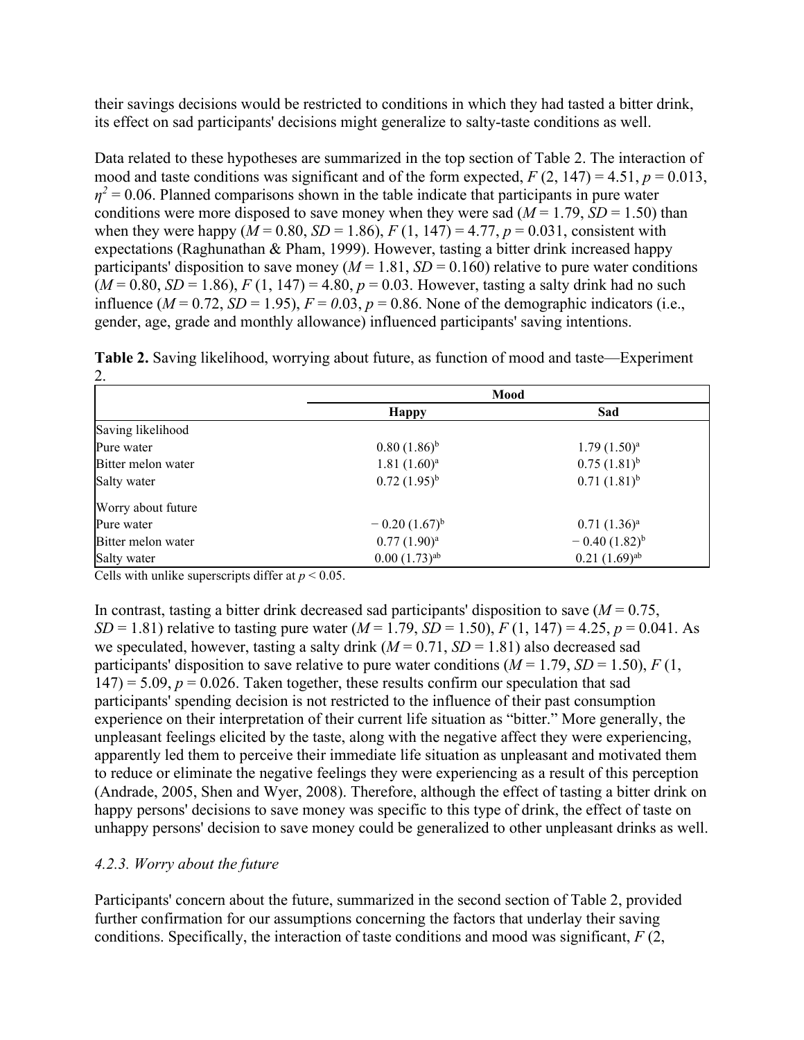their savings decisions would be restricted to conditions in which they had tasted a bitter drink, its effect on sad participants' decisions might generalize to salty-taste conditions as well.

Data related to these hypotheses are summarized in the top section of Table 2. The interaction of mood and taste conditions was significant and of the form expected, $F$ (2, 147) = 4.51, $p$ = 0.013, $\eta^2$ = 0.06. Planned comparisons shown in the table indicate that participants in pure water conditions were more disposed to save money when they were sad ($M$ = 1.79, $SD$ = 1.50) than when they were happy ($M$ = 0.80, $SD$ = 1.86), $F$ (1, 147) = 4.77, $p$ = 0.031, consistent with expectations (Raghunathan & Pham, 1999). However, tasting a bitter drink increased happy participants' disposition to save money ($M$ = 1.81, $SD$ = 0.160) relative to pure water conditions ($M$ = 0.80, $SD$ = 1.86), $F$ (1, 147) = 4.80, $p$ = 0.03. However, tasting a salty drink had no such influence ($M$ = 0.72, $SD$ = 1.95), $F$ = 0.03, $p$ = 0.86. None of the demographic indicators (i.e., gender, age, grade and monthly allowance) influenced participants' saving intentions.

**Table 2.** Saving likelihood, worrying about future, as function of mood and taste—Experiment 2.

| | Mood | |
|---|---|---|
| | **Happy** | **Sad** |
| Saving likelihood | | |
| Pure water | 0.80 (1.86)[b] | 1.79 (1.50)[a] |
| Bitter melon water | 1.81 (1.60)[a] | 0.75 (1.81)[b] |
| Salty water | 0.72 (1.95)[b] | 0.71 (1.81)[b] |
| Worry about future | | |
| Pure water | − 0.20 (1.67)[b] | 0.71 (1.36)[a] |
| Bitter melon water | 0.77 (1.90)[a] | − 0.40 (1.82)[b] |
| Salty water | 0.00 (1.73)[ab] | 0.21 (1.69)[ab] |

Cells with unlike superscripts differ at $p < 0.05$.

In contrast, tasting a bitter drink decreased sad participants' disposition to save ($M$ = 0.75, $SD$ = 1.81) relative to tasting pure water ($M$ = 1.79, $SD$ = 1.50), $F$ (1, 147) = 4.25, $p$ = 0.041. As we speculated, however, tasting a salty drink ($M$ = 0.71, $SD$ = 1.81) also decreased sad participants' disposition to save relative to pure water conditions ($M$ = 1.79, $SD$ = 1.50), $F$ (1, 147) = 5.09, $p$ = 0.026. Taken together, these results confirm our speculation that sad participants' spending decision is not restricted to the influence of their past consumption experience on their interpretation of their current life situation as "bitter." More generally, the unpleasant feelings elicited by the taste, along with the negative affect they were experiencing, apparently led them to perceive their immediate life situation as unpleasant and motivated them to reduce or eliminate the negative feelings they were experiencing as a result of this perception (Andrade, 2005, Shen and Wyer, 2008). Therefore, although the effect of tasting a bitter drink on happy persons' decisions to save money was specific to this type of drink, the effect of taste on unhappy persons' decision to save money could be generalized to other unpleasant drinks as well.

### *4.2.3. Worry about the future*

Participants' concern about the future, summarized in the second section of Table 2, provided further confirmation for our assumptions concerning the factors that underlay their saving conditions. Specifically, the interaction of taste conditions and mood was significant, $F$ (2,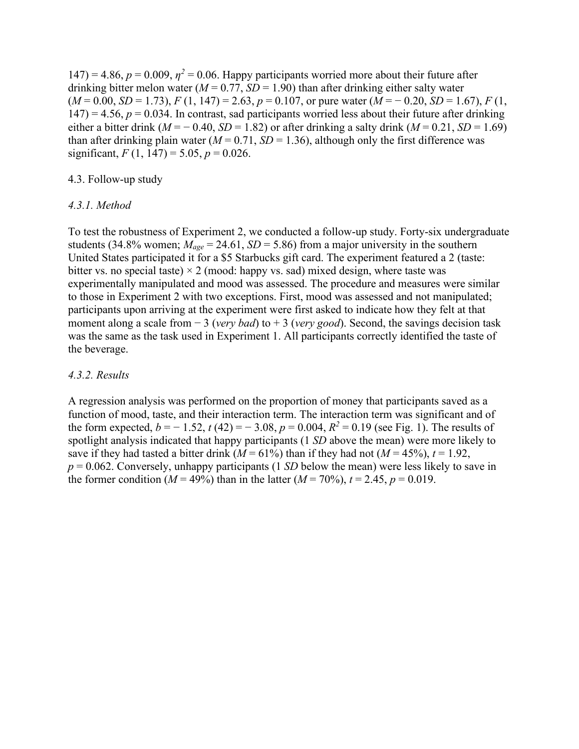147) = 4.86, $p = 0.009$, $\eta^2 = 0.06$. Happy participants worried more about their future after drinking bitter melon water ($M = 0.77$, $SD = 1.90$) than after drinking either salty water ($M = 0.00$, $SD = 1.73$), $F$ (1, 147) = 2.63, $p = 0.107$, or pure water ($M = -0.20$, $SD = 1.67$), $F$ (1, 147) = 4.56, $p = 0.034$. In contrast, sad participants worried less about their future after drinking either a bitter drink ($M = -0.40$, $SD = 1.82$) or after drinking a salty drink ($M = 0.21$, $SD = 1.69$) than after drinking plain water ($M = 0.71$, $SD = 1.36$), although only the first difference was significant, $F$ (1, 147) = 5.05, $p = 0.026$.

## 4.3. Follow-up study

### *4.3.1. Method*

To test the robustness of Experiment 2, we conducted a follow-up study. Forty-six undergraduate students (34.8% women; $M_{age} = 24.61$, $SD = 5.86$) from a major university in the southern United States participated it for a $5 Starbucks gift card. The experiment featured a 2 (taste: bitter vs. no special taste) × 2 (mood: happy vs. sad) mixed design, where taste was experimentally manipulated and mood was assessed. The procedure and measures were similar to those in Experiment 2 with two exceptions. First, mood was assessed and not manipulated; participants upon arriving at the experiment were first asked to indicate how they felt at that moment along a scale from − 3 (*very bad*) to + 3 (*very good*). Second, the savings decision task was the same as the task used in Experiment 1. All participants correctly identified the taste of the beverage.

### *4.3.2. Results*

A regression analysis was performed on the proportion of money that participants saved as a function of mood, taste, and their interaction term. The interaction term was significant and of the form expected, $b = -1.52$, $t$ (42) = − 3.08, $p = 0.004$, $R^2 = 0.19$ (see Fig. 1). The results of spotlight analysis indicated that happy participants (1 $SD$ above the mean) were more likely to save if they had tasted a bitter drink ($M = 61\%$) than if they had not ($M = 45\%$), $t = 1.92$, $p = 0.062$. Conversely, unhappy participants (1 $SD$ below the mean) were less likely to save in the former condition ($M = 49\%$) than in the latter ($M = 70\%$), $t = 2.45$, $p = 0.019$.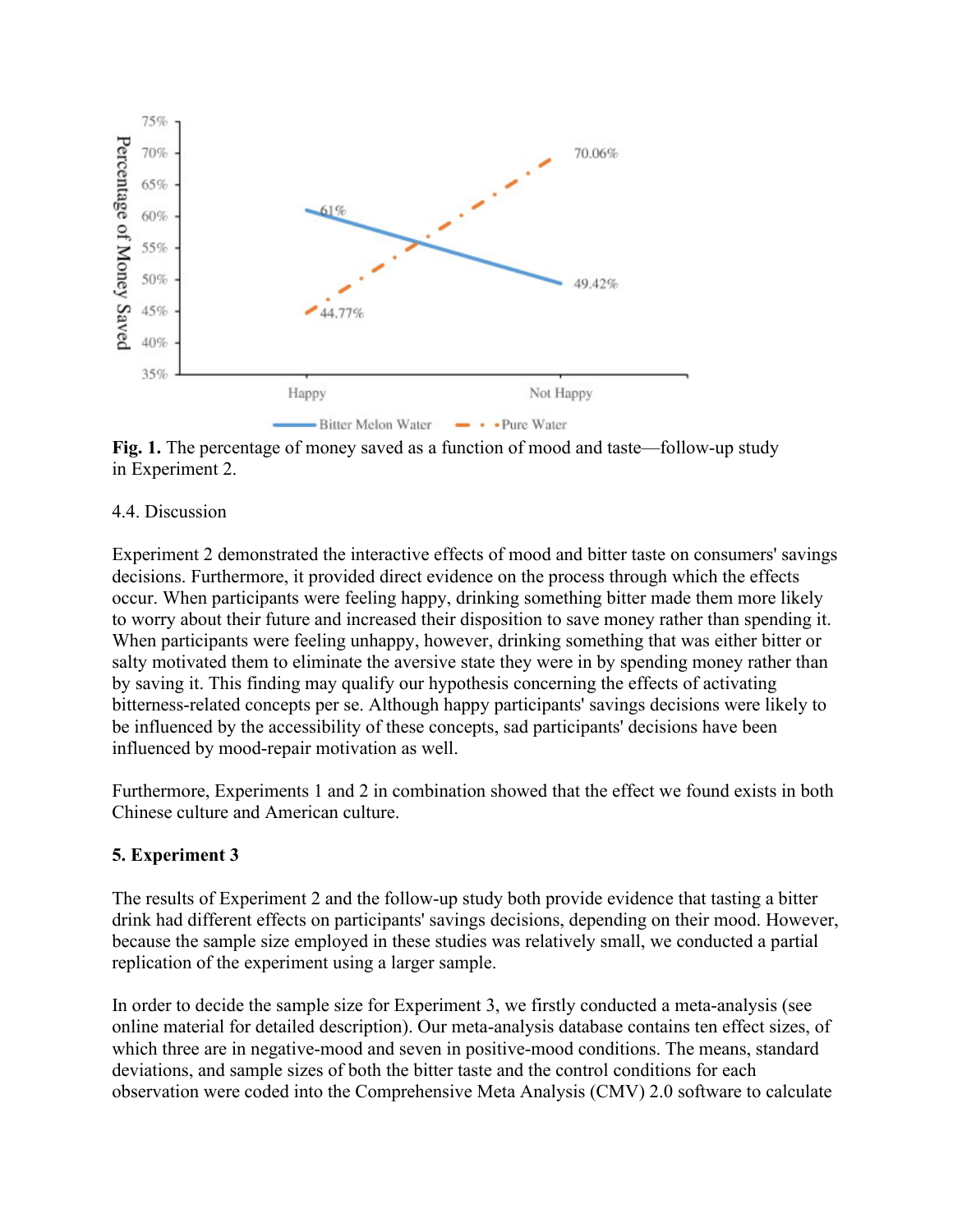**Fig. 1.** The percentage of money saved as a function of mood and taste—follow-up study in Experiment 2.

4.4. Discussion

Experiment 2 demonstrated the interactive effects of mood and bitter taste on consumers' savings decisions. Furthermore, it provided direct evidence on the process through which the effects occur. When participants were feeling happy, drinking something bitter made them more likely to worry about their future and increased their disposition to save money rather than spending it. When participants were feeling unhappy, however, drinking something that was either bitter or salty motivated them to eliminate the aversive state they were in by spending money rather than by saving it. This finding may qualify our hypothesis concerning the effects of activating bitterness-related concepts per se. Although happy participants' savings decisions were likely to be influenced by the accessibility of these concepts, sad participants' decisions have been influenced by mood-repair motivation as well.

Furthermore, Experiments 1 and 2 in combination showed that the effect we found exists in both Chinese culture and American culture.

## 5. Experiment 3

The results of Experiment 2 and the follow-up study both provide evidence that tasting a bitter drink had different effects on participants' savings decisions, depending on their mood. However, because the sample size employed in these studies was relatively small, we conducted a partial replication of the experiment using a larger sample.

In order to decide the sample size for Experiment 3, we firstly conducted a meta-analysis (see online material for detailed description). Our meta-analysis database contains ten effect sizes, of which three are in negative-mood and seven in positive-mood conditions. The means, standard deviations, and sample sizes of both the bitter taste and the control conditions for each observation were coded into the Comprehensive Meta Analysis (CMV) 2.0 software to calculate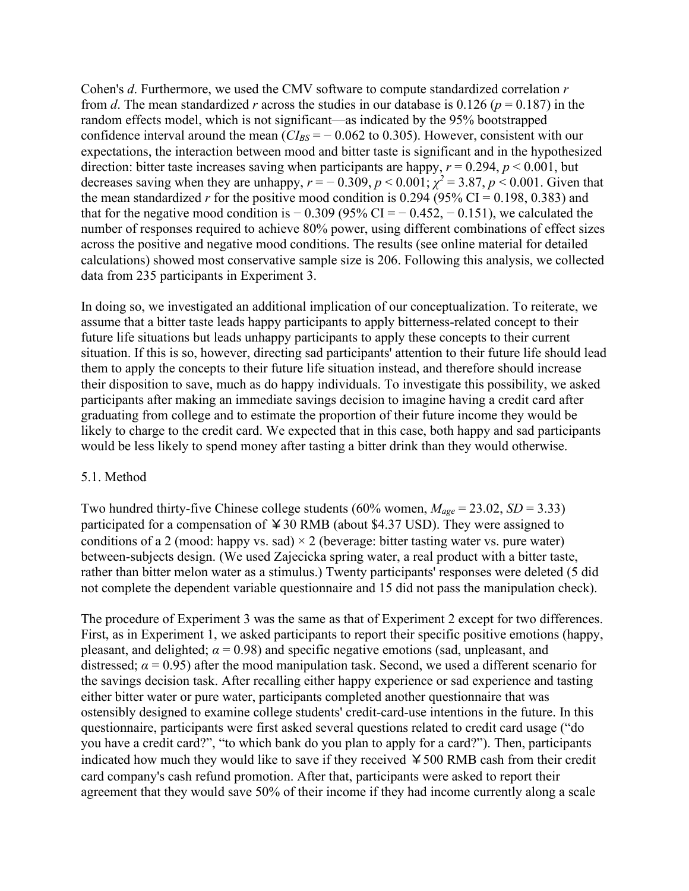Cohen's $d$. Furthermore, we used the CMV software to compute standardized correlation $r$ from $d$. The mean standardized $r$ across the studies in our database is 0.126 ($p = 0.187$) in the random effects model, which is not significant—as indicated by the 95% bootstrapped confidence interval around the mean ($CI_{BS} = -0.062$ to 0.305). However, consistent with our expectations, the interaction between mood and bitter taste is significant and in the hypothesized direction: bitter taste increases saving when participants are happy, $r = 0.294$, $p < 0.001$, but decreases saving when they are unhappy, $r = -0.309$, $p < 0.001$; $\chi^2 = 3.87$, $p < 0.001$. Given that the mean standardized $r$ for the positive mood condition is 0.294 (95% CI = 0.198, 0.383) and that for the negative mood condition is $-0.309$ (95% CI = $-0.452$, $-0.151$), we calculated the number of responses required to achieve 80% power, using different combinations of effect sizes across the positive and negative mood conditions. The results (see online material for detailed calculations) showed most conservative sample size is 206. Following this analysis, we collected data from 235 participants in Experiment 3.

In doing so, we investigated an additional implication of our conceptualization. To reiterate, we assume that a bitter taste leads happy participants to apply bitterness-related concept to their future life situations but leads unhappy participants to apply these concepts to their current situation. If this is so, however, directing sad participants' attention to their future life should lead them to apply the concepts to their future life situation instead, and therefore should increase their disposition to save, much as do happy individuals. To investigate this possibility, we asked participants after making an immediate savings decision to imagine having a credit card after graduating from college and to estimate the proportion of their future income they would be likely to charge to the credit card. We expected that in this case, both happy and sad participants would be less likely to spend money after tasting a bitter drink than they would otherwise.

### 5.1. Method

Two hundred thirty-five Chinese college students (60% women, $M_{age} = 23.02$, $SD = 3.33$) participated for a compensation of ￥30 RMB (about $4.37 USD). They were assigned to conditions of a 2 (mood: happy vs. sad) × 2 (beverage: bitter tasting water vs. pure water) between-subjects design. (We used Zajecicka spring water, a real product with a bitter taste, rather than bitter melon water as a stimulus.) Twenty participants' responses were deleted (5 did not complete the dependent variable questionnaire and 15 did not pass the manipulation check).

The procedure of Experiment 3 was the same as that of Experiment 2 except for two differences. First, as in Experiment 1, we asked participants to report their specific positive emotions (happy, pleasant, and delighted; $\alpha = 0.98$) and specific negative emotions (sad, unpleasant, and distressed; $\alpha = 0.95$) after the mood manipulation task. Second, we used a different scenario for the savings decision task. After recalling either happy experience or sad experience and tasting either bitter water or pure water, participants completed another questionnaire that was ostensibly designed to examine college students' credit-card-use intentions in the future. In this questionnaire, participants were first asked several questions related to credit card usage ("do you have a credit card?", "to which bank do you plan to apply for a card?"). Then, participants indicated how much they would like to save if they received ￥500 RMB cash from their credit card company's cash refund promotion. After that, participants were asked to report their agreement that they would save 50% of their income if they had income currently along a scale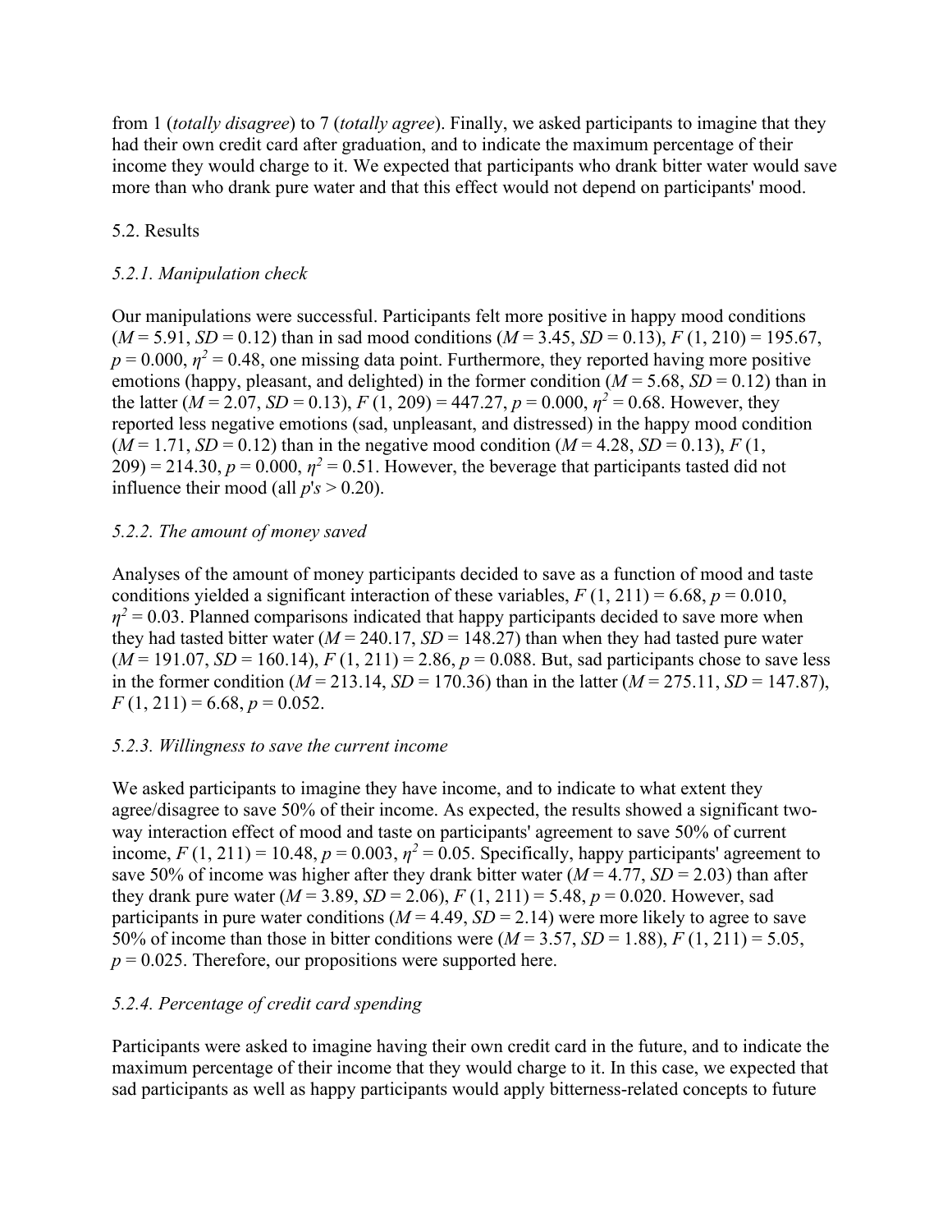from 1 (*totally disagree*) to 7 (*totally agree*). Finally, we asked participants to imagine that they had their own credit card after graduation, and to indicate the maximum percentage of their income they would charge to it. We expected that participants who drank bitter water would save more than who drank pure water and that this effect would not depend on participants' mood.

## 5.2. Results

### *5.2.1. Manipulation check*

Our manipulations were successful. Participants felt more positive in happy mood conditions ($M$ = 5.91, $SD$ = 0.12) than in sad mood conditions ($M$ = 3.45, $SD$ = 0.13), $F$ (1, 210) = 195.67, $p$ = 0.000, $\eta^2$ = 0.48, one missing data point. Furthermore, they reported having more positive emotions (happy, pleasant, and delighted) in the former condition ($M$ = 5.68, $SD$ = 0.12) than in the latter ($M$ = 2.07, $SD$ = 0.13), $F$ (1, 209) = 447.27, $p$ = 0.000, $\eta^2$ = 0.68. However, they reported less negative emotions (sad, unpleasant, and distressed) in the happy mood condition ($M$ = 1.71, $SD$ = 0.12) than in the negative mood condition ($M$ = 4.28, $SD$ = 0.13), $F$ (1, 209) = 214.30, $p$ = 0.000, $\eta^2$ = 0.51. However, the beverage that participants tasted did not influence their mood (all $p$'$s$ > 0.20).

### *5.2.2. The amount of money saved*

Analyses of the amount of money participants decided to save as a function of mood and taste conditions yielded a significant interaction of these variables, $F$ (1, 211) = 6.68, $p$ = 0.010, $\eta^2$ = 0.03. Planned comparisons indicated that happy participants decided to save more when they had tasted bitter water ($M$ = 240.17, $SD$ = 148.27) than when they had tasted pure water ($M$ = 191.07, $SD$ = 160.14), $F$ (1, 211) = 2.86, $p$ = 0.088. But, sad participants chose to save less in the former condition ($M$ = 213.14, $SD$ = 170.36) than in the latter ($M$ = 275.11, $SD$ = 147.87), $F$ (1, 211) = 6.68, $p$ = 0.052.

### *5.2.3. Willingness to save the current income*

We asked participants to imagine they have income, and to indicate to what extent they agree/disagree to save 50% of their income. As expected, the results showed a significant two-way interaction effect of mood and taste on participants' agreement to save 50% of current income, $F$ (1, 211) = 10.48, $p$ = 0.003, $\eta^2$ = 0.05. Specifically, happy participants' agreement to save 50% of income was higher after they drank bitter water ($M$ = 4.77, $SD$ = 2.03) than after they drank pure water ($M$ = 3.89, $SD$ = 2.06), $F$ (1, 211) = 5.48, $p$ = 0.020. However, sad participants in pure water conditions ($M$ = 4.49, $SD$ = 2.14) were more likely to agree to save 50% of income than those in bitter conditions were ($M$ = 3.57, $SD$ = 1.88), $F$ (1, 211) = 5.05, $p$ = 0.025. Therefore, our propositions were supported here.

### *5.2.4. Percentage of credit card spending*

Participants were asked to imagine having their own credit card in the future, and to indicate the maximum percentage of their income that they would charge to it. In this case, we expected that sad participants as well as happy participants would apply bitterness-related concepts to future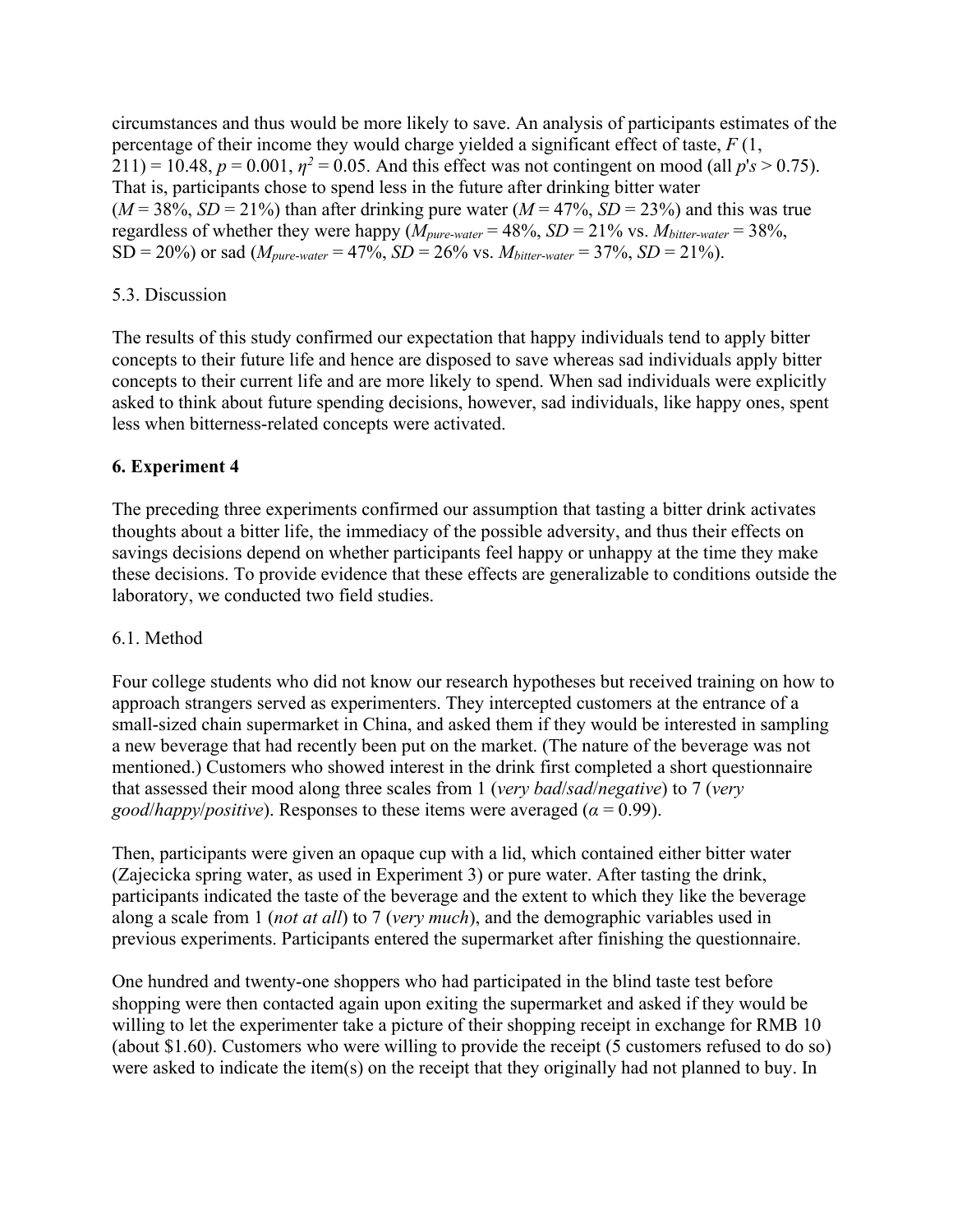circumstances and thus would be more likely to save. An analysis of participants estimates of the percentage of their income they would charge yielded a significant effect of taste, $F$ (1, 211) = 10.48, $p = 0.001$, $\eta^2 = 0.05$. And this effect was not contingent on mood (all $p$'s > 0.75). That is, participants chose to spend less in the future after drinking bitter water ($M = 38\%$, $SD = 21\%$) than after drinking pure water ($M = 47\%$, $SD = 23\%$) and this was true regardless of whether they were happy ($M_{pure\text{-}water} = 48\%$, $SD = 21\%$ vs. $M_{bitter\text{-}water} = 38\%$, SD = 20%) or sad ($M_{pure\text{-}water} = 47\%$, $SD = 26\%$ vs. $M_{bitter\text{-}water} = 37\%$, $SD = 21\%$).

5.3. Discussion

The results of this study confirmed our expectation that happy individuals tend to apply bitter concepts to their future life and hence are disposed to save whereas sad individuals apply bitter concepts to their current life and are more likely to spend. When sad individuals were explicitly asked to think about future spending decisions, however, sad individuals, like happy ones, spent less when bitterness-related concepts were activated.

## 6. Experiment 4

The preceding three experiments confirmed our assumption that tasting a bitter drink activates thoughts about a bitter life, the immediacy of the possible adversity, and thus their effects on savings decisions depend on whether participants feel happy or unhappy at the time they make these decisions. To provide evidence that these effects are generalizable to conditions outside the laboratory, we conducted two field studies.

6.1. Method

Four college students who did not know our research hypotheses but received training on how to approach strangers served as experimenters. They intercepted customers at the entrance of a small-sized chain supermarket in China, and asked them if they would be interested in sampling a new beverage that had recently been put on the market. (The nature of the beverage was not mentioned.) Customers who showed interest in the drink first completed a short questionnaire that assessed their mood along three scales from 1 (*very bad*/*sad*/*negative*) to 7 (*very good*/*happy*/*positive*). Responses to these items were averaged ($\alpha = 0.99$).

Then, participants were given an opaque cup with a lid, which contained either bitter water (Zajecicka spring water, as used in Experiment 3) or pure water. After tasting the drink, participants indicated the taste of the beverage and the extent to which they like the beverage along a scale from 1 (*not at all*) to 7 (*very much*), and the demographic variables used in previous experiments. Participants entered the supermarket after finishing the questionnaire.

One hundred and twenty-one shoppers who had participated in the blind taste test before shopping were then contacted again upon exiting the supermarket and asked if they would be willing to let the experimenter take a picture of their shopping receipt in exchange for RMB 10 (about $1.60). Customers who were willing to provide the receipt (5 customers refused to do so) were asked to indicate the item(s) on the receipt that they originally had not planned to buy. In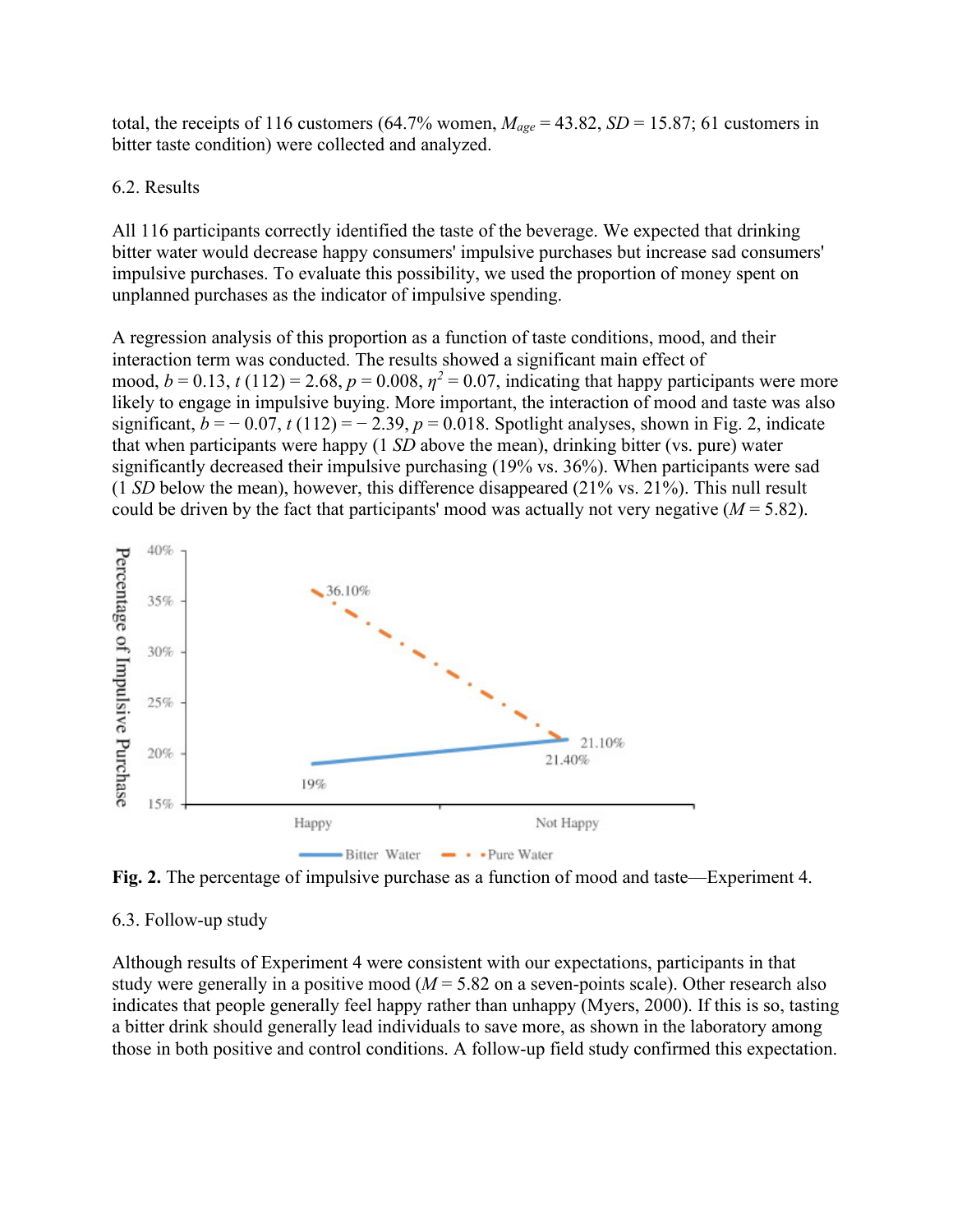total, the receipts of 116 customers (64.7% women, $M_{age}$ = 43.82, $SD$ = 15.87; 61 customers in bitter taste condition) were collected and analyzed.

### 6.2. Results

All 116 participants correctly identified the taste of the beverage. We expected that drinking bitter water would decrease happy consumers' impulsive purchases but increase sad consumers' impulsive purchases. To evaluate this possibility, we used the proportion of money spent on unplanned purchases as the indicator of impulsive spending.

A regression analysis of this proportion as a function of taste conditions, mood, and their interaction term was conducted. The results showed a significant main effect of mood, $b = 0.13$, $t(112) = 2.68$, $p = 0.008$, $\eta^2 = 0.07$, indicating that happy participants were more likely to engage in impulsive buying. More important, the interaction of mood and taste was also significant, $b = -0.07$, $t(112) = -2.39$, $p = 0.018$. Spotlight analyses, shown in Fig. 2, indicate that when participants were happy (1 $SD$ above the mean), drinking bitter (vs. pure) water significantly decreased their impulsive purchasing (19% vs. 36%). When participants were sad (1 $SD$ below the mean), however, this difference disappeared (21% vs. 21%). This null result could be driven by the fact that participants' mood was actually not very negative ($M$ = 5.82).

**Fig. 2.** The percentage of impulsive purchase as a function of mood and taste—Experiment 4.

### 6.3. Follow-up study

Although results of Experiment 4 were consistent with our expectations, participants in that study were generally in a positive mood ($M$ = 5.82 on a seven-points scale). Other research also indicates that people generally feel happy rather than unhappy (Myers, 2000). If this is so, tasting a bitter drink should generally lead individuals to save more, as shown in the laboratory among those in both positive and control conditions. A follow-up field study confirmed this expectation.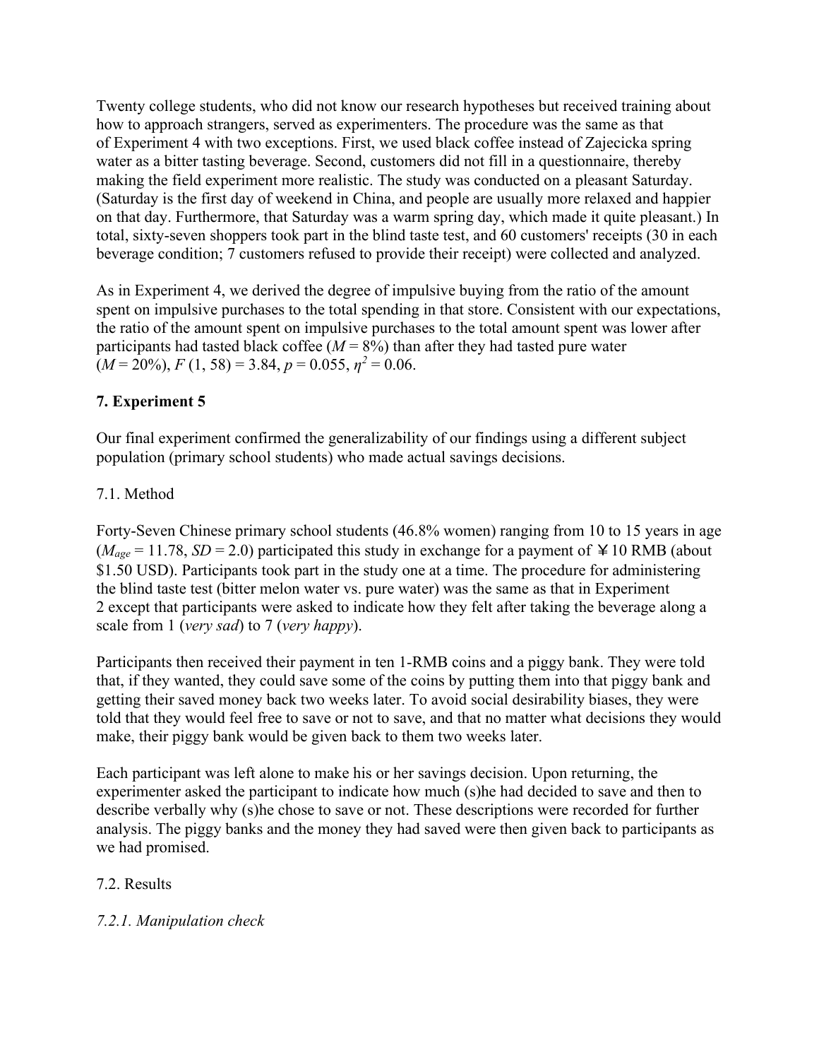Twenty college students, who did not know our research hypotheses but received training about how to approach strangers, served as experimenters. The procedure was the same as that of Experiment 4 with two exceptions. First, we used black coffee instead of Zajecicka spring water as a bitter tasting beverage. Second, customers did not fill in a questionnaire, thereby making the field experiment more realistic. The study was conducted on a pleasant Saturday. (Saturday is the first day of weekend in China, and people are usually more relaxed and happier on that day. Furthermore, that Saturday was a warm spring day, which made it quite pleasant.) In total, sixty-seven shoppers took part in the blind taste test, and 60 customers' receipts (30 in each beverage condition; 7 customers refused to provide their receipt) were collected and analyzed.

As in Experiment 4, we derived the degree of impulsive buying from the ratio of the amount spent on impulsive purchases to the total spending in that store. Consistent with our expectations, the ratio of the amount spent on impulsive purchases to the total amount spent was lower after participants had tasted black coffee ($M = 8\%$) than after they had tasted pure water ($M = 20\%$), $F(1, 58) = 3.84$, $p = 0.055$, $\eta^2 = 0.06$.

## 7. Experiment 5

Our final experiment confirmed the generalizability of our findings using a different subject population (primary school students) who made actual savings decisions.

### 7.1. Method

Forty-Seven Chinese primary school students (46.8% women) ranging from 10 to 15 years in age ($M_{age} = 11.78$, $SD = 2.0$) participated this study in exchange for a payment of ￥10 RMB (about $1.50 USD). Participants took part in the study one at a time. The procedure for administering the blind taste test (bitter melon water vs. pure water) was the same as that in Experiment 2 except that participants were asked to indicate how they felt after taking the beverage along a scale from 1 (*very sad*) to 7 (*very happy*).

Participants then received their payment in ten 1-RMB coins and a piggy bank. They were told that, if they wanted, they could save some of the coins by putting them into that piggy bank and getting their saved money back two weeks later. To avoid social desirability biases, they were told that they would feel free to save or not to save, and that no matter what decisions they would make, their piggy bank would be given back to them two weeks later.

Each participant was left alone to make his or her savings decision. Upon returning, the experimenter asked the participant to indicate how much (s)he had decided to save and then to describe verbally why (s)he chose to save or not. These descriptions were recorded for further analysis. The piggy banks and the money they had saved were then given back to participants as we had promised.

### 7.2. Results

#### *7.2.1. Manipulation check*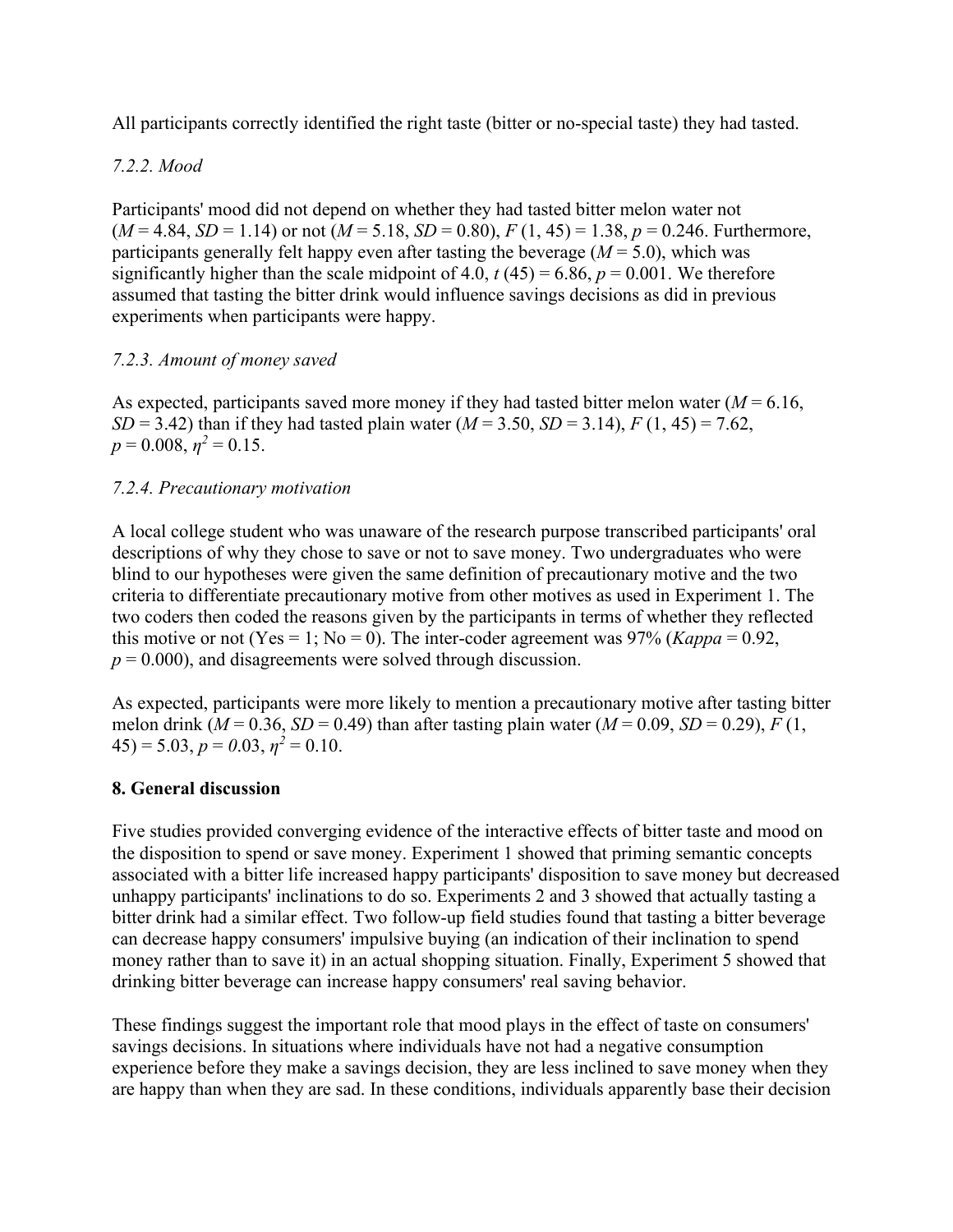All participants correctly identified the right taste (bitter or no-special taste) they had tasted.

*7.2.2. Mood*

Participants' mood did not depend on whether they had tasted bitter melon water not ($M = 4.84$, $SD = 1.14$) or not ($M = 5.18$, $SD = 0.80$), $F$ (1, 45) = 1.38, $p = 0.246$. Furthermore, participants generally felt happy even after tasting the beverage ($M = 5.0$), which was significantly higher than the scale midpoint of 4.0, $t$ (45) = 6.86, $p = 0.001$. We therefore assumed that tasting the bitter drink would influence savings decisions as did in previous experiments when participants were happy.

*7.2.3. Amount of money saved*

As expected, participants saved more money if they had tasted bitter melon water ($M = 6.16$, $SD = 3.42$) than if they had tasted plain water ($M = 3.50$, $SD = 3.14$), $F$ (1, 45) = 7.62, $p = 0.008$, $\eta^2 = 0.15$.

*7.2.4. Precautionary motivation*

A local college student who was unaware of the research purpose transcribed participants' oral descriptions of why they chose to save or not to save money. Two undergraduates who were blind to our hypotheses were given the same definition of precautionary motive and the two criteria to differentiate precautionary motive from other motives as used in Experiment 1. The two coders then coded the reasons given by the participants in terms of whether they reflected this motive or not (Yes = 1; No = 0). The inter-coder agreement was 97% (*Kappa* = 0.92, $p = 0.000$), and disagreements were solved through discussion.

As expected, participants were more likely to mention a precautionary motive after tasting bitter melon drink ($M = 0.36$, $SD = 0.49$) than after tasting plain water ($M = 0.09$, $SD = 0.29$), $F$ (1, 45) = 5.03, $p = 0.03$, $\eta^2 = 0.10$.

## 8. General discussion

Five studies provided converging evidence of the interactive effects of bitter taste and mood on the disposition to spend or save money. Experiment 1 showed that priming semantic concepts associated with a bitter life increased happy participants' disposition to save money but decreased unhappy participants' inclinations to do so. Experiments 2 and 3 showed that actually tasting a bitter drink had a similar effect. Two follow-up field studies found that tasting a bitter beverage can decrease happy consumers' impulsive buying (an indication of their inclination to spend money rather than to save it) in an actual shopping situation. Finally, Experiment 5 showed that drinking bitter beverage can increase happy consumers' real saving behavior.

These findings suggest the important role that mood plays in the effect of taste on consumers' savings decisions. In situations where individuals have not had a negative consumption experience before they make a savings decision, they are less inclined to save money when they are happy than when they are sad. In these conditions, individuals apparently base their decision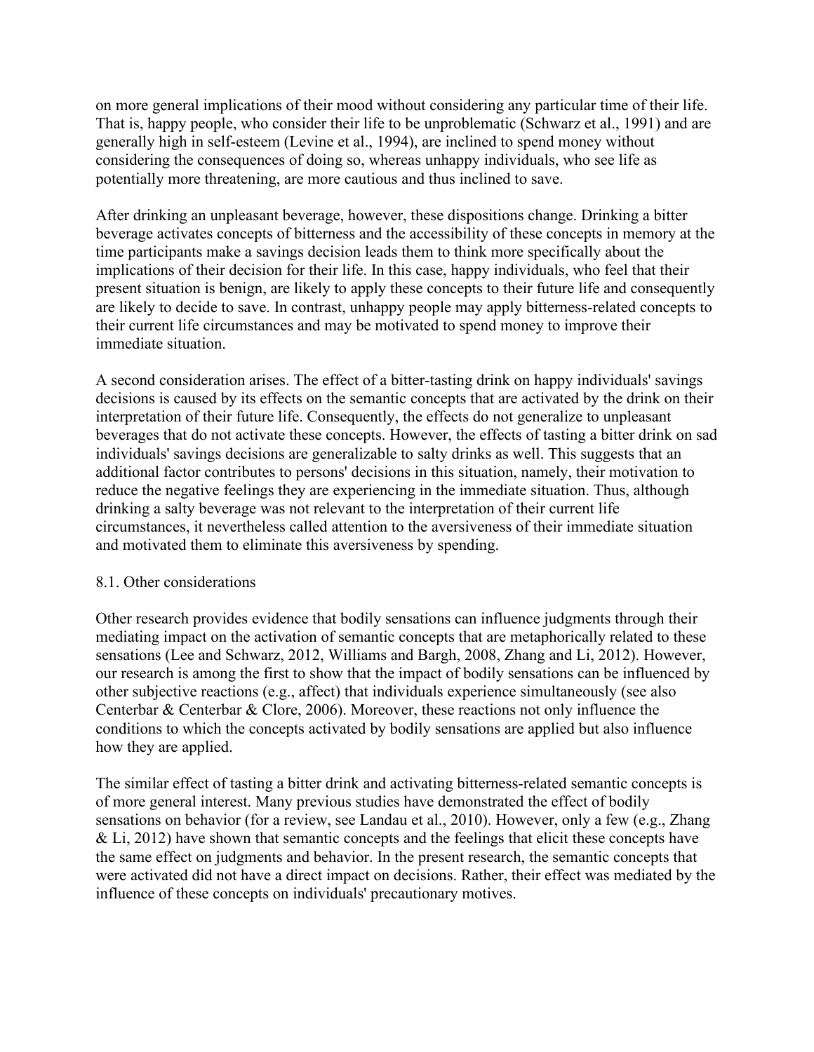on more general implications of their mood without considering any particular time of their life. That is, happy people, who consider their life to be unproblematic (Schwarz et al., 1991) and are generally high in self-esteem (Levine et al., 1994), are inclined to spend money without considering the consequences of doing so, whereas unhappy individuals, who see life as potentially more threatening, are more cautious and thus inclined to save.

After drinking an unpleasant beverage, however, these dispositions change. Drinking a bitter beverage activates concepts of bitterness and the accessibility of these concepts in memory at the time participants make a savings decision leads them to think more specifically about the implications of their decision for their life. In this case, happy individuals, who feel that their present situation is benign, are likely to apply these concepts to their future life and consequently are likely to decide to save. In contrast, unhappy people may apply bitterness-related concepts to their current life circumstances and may be motivated to spend money to improve their immediate situation.

A second consideration arises. The effect of a bitter-tasting drink on happy individuals' savings decisions is caused by its effects on the semantic concepts that are activated by the drink on their interpretation of their future life. Consequently, the effects do not generalize to unpleasant beverages that do not activate these concepts. However, the effects of tasting a bitter drink on sad individuals' savings decisions are generalizable to salty drinks as well. This suggests that an additional factor contributes to persons' decisions in this situation, namely, their motivation to reduce the negative feelings they are experiencing in the immediate situation. Thus, although drinking a salty beverage was not relevant to the interpretation of their current life circumstances, it nevertheless called attention to the aversiveness of their immediate situation and motivated them to eliminate this aversiveness by spending.

## 8.1. Other considerations

Other research provides evidence that bodily sensations can influence judgments through their mediating impact on the activation of semantic concepts that are metaphorically related to these sensations (Lee and Schwarz, 2012, Williams and Bargh, 2008, Zhang and Li, 2012). However, our research is among the first to show that the impact of bodily sensations can be influenced by other subjective reactions (e.g., affect) that individuals experience simultaneously (see also Centerbar & Centerbar & Clore, 2006). Moreover, these reactions not only influence the conditions to which the concepts activated by bodily sensations are applied but also influence how they are applied.

The similar effect of tasting a bitter drink and activating bitterness-related semantic concepts is of more general interest. Many previous studies have demonstrated the effect of bodily sensations on behavior (for a review, see Landau et al., 2010). However, only a few (e.g., Zhang & Li, 2012) have shown that semantic concepts and the feelings that elicit these concepts have the same effect on judgments and behavior. In the present research, the semantic concepts that were activated did not have a direct impact on decisions. Rather, their effect was mediated by the influence of these concepts on individuals' precautionary motives.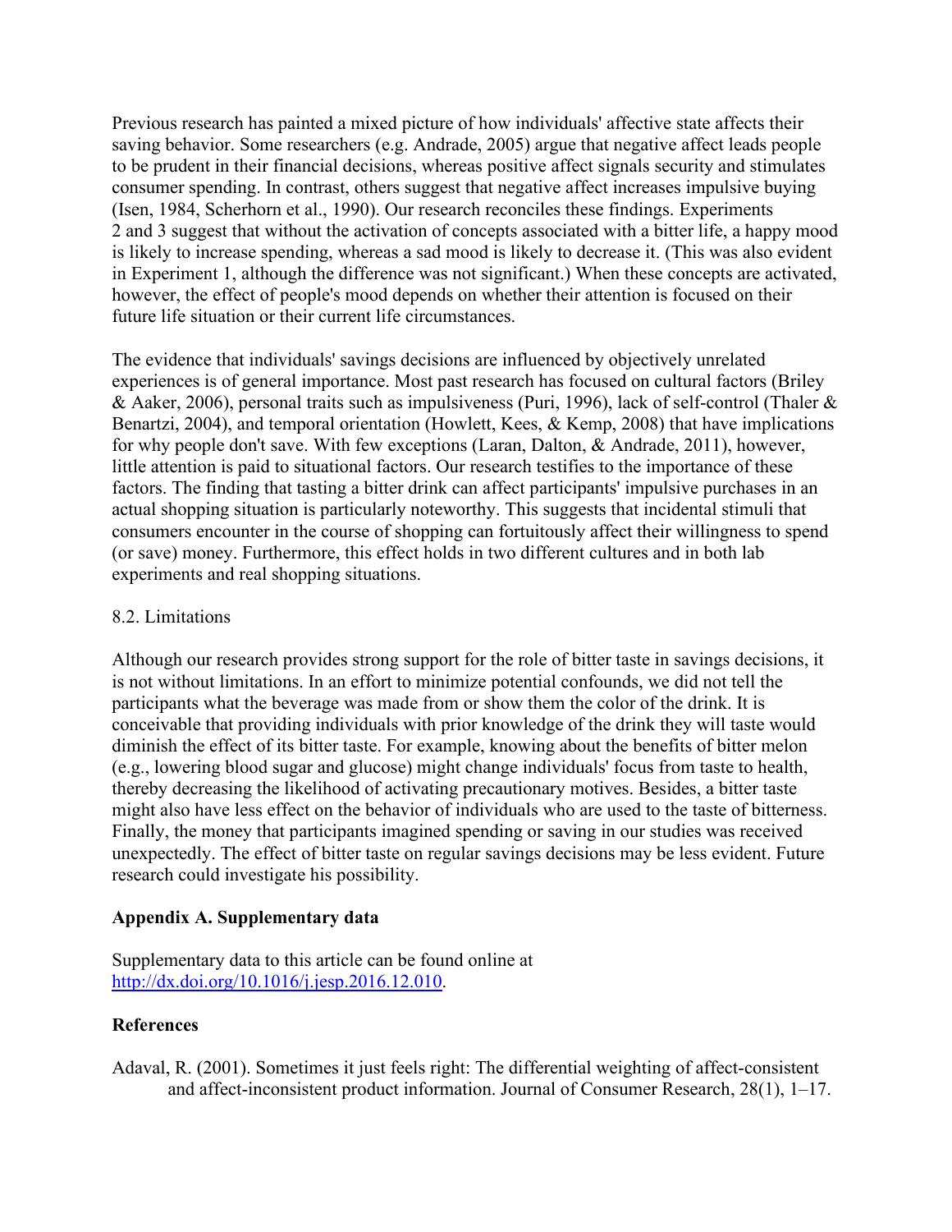Previous research has painted a mixed picture of how individuals' affective state affects their saving behavior. Some researchers (e.g. Andrade, 2005) argue that negative affect leads people to be prudent in their financial decisions, whereas positive affect signals security and stimulates consumer spending. In contrast, others suggest that negative affect increases impulsive buying (Isen, 1984, Scherhorn et al., 1990). Our research reconciles these findings. Experiments 2 and 3 suggest that without the activation of concepts associated with a bitter life, a happy mood is likely to increase spending, whereas a sad mood is likely to decrease it. (This was also evident in Experiment 1, although the difference was not significant.) When these concepts are activated, however, the effect of people's mood depends on whether their attention is focused on their future life situation or their current life circumstances.

The evidence that individuals' savings decisions are influenced by objectively unrelated experiences is of general importance. Most past research has focused on cultural factors (Briley & Aaker, 2006), personal traits such as impulsiveness (Puri, 1996), lack of self-control (Thaler & Benartzi, 2004), and temporal orientation (Howlett, Kees, & Kemp, 2008) that have implications for why people don't save. With few exceptions (Laran, Dalton, & Andrade, 2011), however, little attention is paid to situational factors. Our research testifies to the importance of these factors. The finding that tasting a bitter drink can affect participants' impulsive purchases in an actual shopping situation is particularly noteworthy. This suggests that incidental stimuli that consumers encounter in the course of shopping can fortuitously affect their willingness to spend (or save) money. Furthermore, this effect holds in two different cultures and in both lab experiments and real shopping situations.

## 8.2. Limitations

Although our research provides strong support for the role of bitter taste in savings decisions, it is not without limitations. In an effort to minimize potential confounds, we did not tell the participants what the beverage was made from or show them the color of the drink. It is conceivable that providing individuals with prior knowledge of the drink they will taste would diminish the effect of its bitter taste. For example, knowing about the benefits of bitter melon (e.g., lowering blood sugar and glucose) might change individuals' focus from taste to health, thereby decreasing the likelihood of activating precautionary motives. Besides, a bitter taste might also have less effect on the behavior of individuals who are used to the taste of bitterness. Finally, the money that participants imagined spending or saving in our studies was received unexpectedly. The effect of bitter taste on regular savings decisions may be less evident. Future research could investigate his possibility.

## Appendix A. Supplementary data

Supplementary data to this article can be found online at http://dx.doi.org/10.1016/j.jesp.2016.12.010.

## References

Adaval, R. (2001). Sometimes it just feels right: The differential weighting of affect-consistent and affect-inconsistent product information. Journal of Consumer Research, 28(1), 1–17.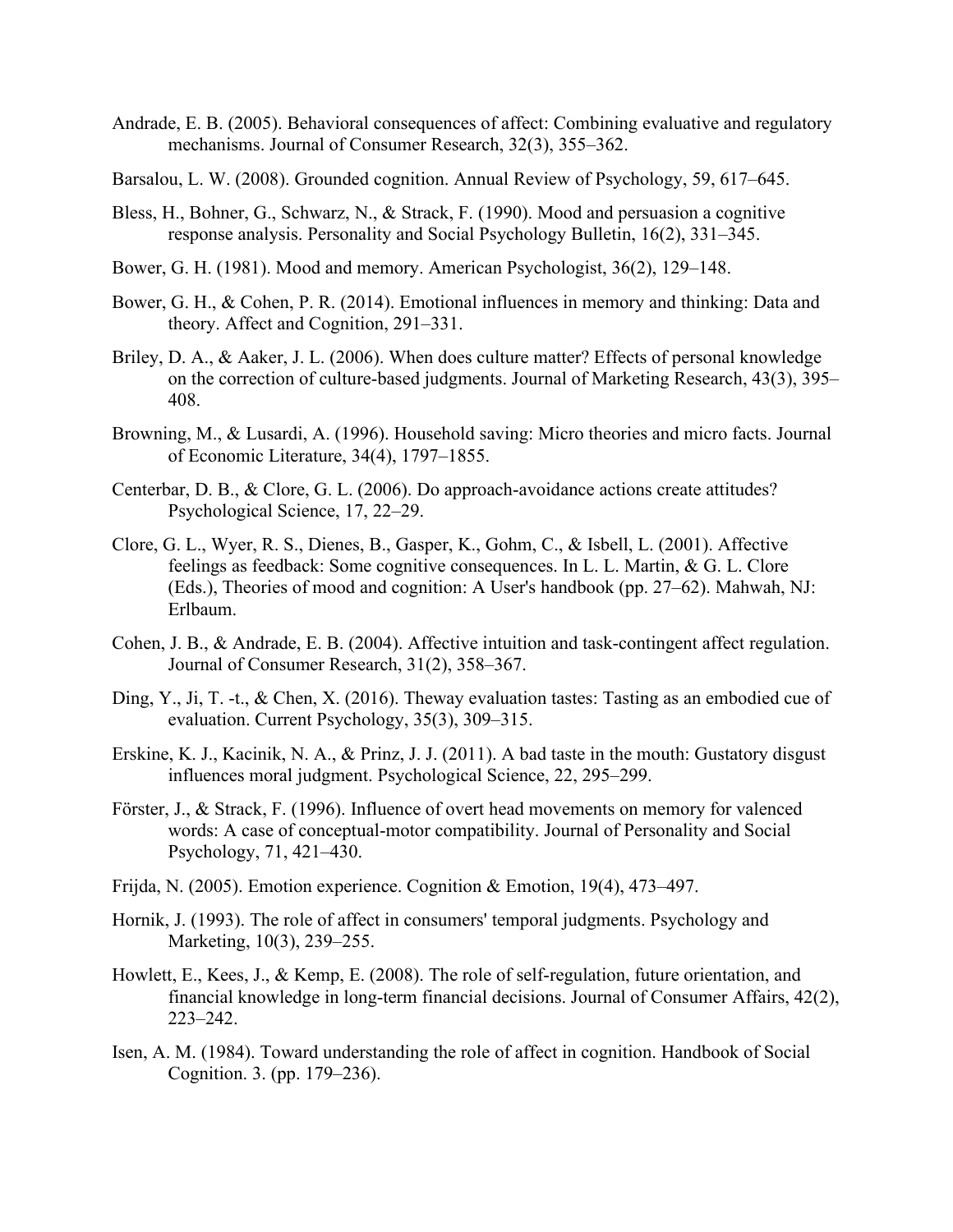Andrade, E. B. (2005). Behavioral consequences of affect: Combining evaluative and regulatory mechanisms. Journal of Consumer Research, 32(3), 355–362.

Barsalou, L. W. (2008). Grounded cognition. Annual Review of Psychology, 59, 617–645.

Bless, H., Bohner, G., Schwarz, N., & Strack, F. (1990). Mood and persuasion a cognitive response analysis. Personality and Social Psychology Bulletin, 16(2), 331–345.

Bower, G. H. (1981). Mood and memory. American Psychologist, 36(2), 129–148.

Bower, G. H., & Cohen, P. R. (2014). Emotional influences in memory and thinking: Data and theory. Affect and Cognition, 291–331.

Briley, D. A., & Aaker, J. L. (2006). When does culture matter? Effects of personal knowledge on the correction of culture-based judgments. Journal of Marketing Research, 43(3), 395–408.

Browning, M., & Lusardi, A. (1996). Household saving: Micro theories and micro facts. Journal of Economic Literature, 34(4), 1797–1855.

Centerbar, D. B., & Clore, G. L. (2006). Do approach-avoidance actions create attitudes? Psychological Science, 17, 22–29.

Clore, G. L., Wyer, R. S., Dienes, B., Gasper, K., Gohm, C., & Isbell, L. (2001). Affective feelings as feedback: Some cognitive consequences. In L. L. Martin, & G. L. Clore (Eds.), Theories of mood and cognition: A User's handbook (pp. 27–62). Mahwah, NJ: Erlbaum.

Cohen, J. B., & Andrade, E. B. (2004). Affective intuition and task-contingent affect regulation. Journal of Consumer Research, 31(2), 358–367.

Ding, Y., Ji, T. -t., & Chen, X. (2016). Theway evaluation tastes: Tasting as an embodied cue of evaluation. Current Psychology, 35(3), 309–315.

Erskine, K. J., Kacinik, N. A., & Prinz, J. J. (2011). A bad taste in the mouth: Gustatory disgust influences moral judgment. Psychological Science, 22, 295–299.

Förster, J., & Strack, F. (1996). Influence of overt head movements on memory for valenced words: A case of conceptual-motor compatibility. Journal of Personality and Social Psychology, 71, 421–430.

Frijda, N. (2005). Emotion experience. Cognition & Emotion, 19(4), 473–497.

Hornik, J. (1993). The role of affect in consumers' temporal judgments. Psychology and Marketing, 10(3), 239–255.

Howlett, E., Kees, J., & Kemp, E. (2008). The role of self-regulation, future orientation, and financial knowledge in long-term financial decisions. Journal of Consumer Affairs, 42(2), 223–242.

Isen, A. M. (1984). Toward understanding the role of affect in cognition. Handbook of Social Cognition. 3. (pp. 179–236).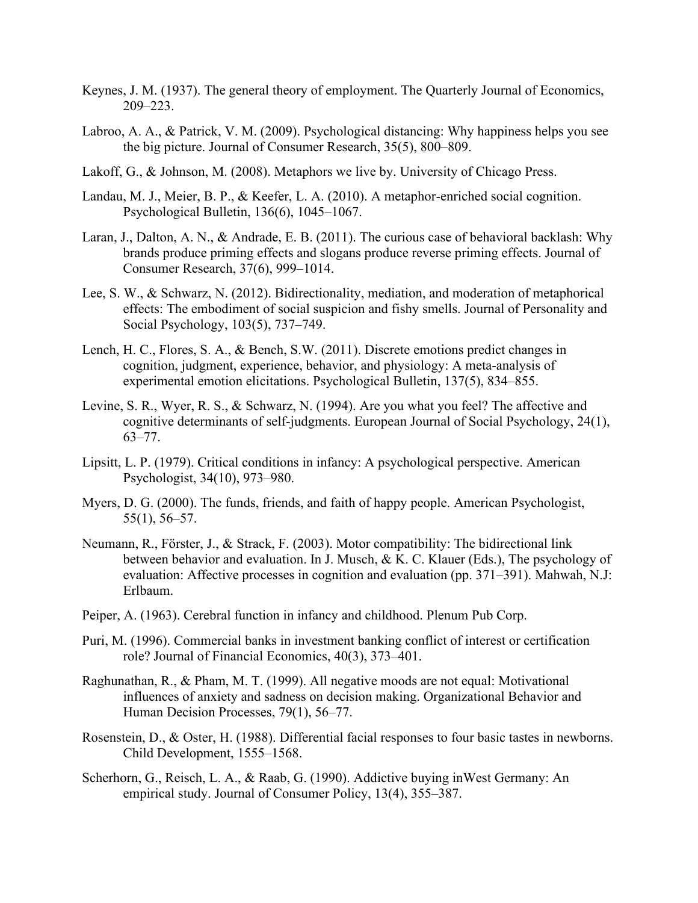Keynes, J. M. (1937). The general theory of employment. The Quarterly Journal of Economics, 209–223.

Labroo, A. A., & Patrick, V. M. (2009). Psychological distancing: Why happiness helps you see the big picture. Journal of Consumer Research, 35(5), 800–809.

Lakoff, G., & Johnson, M. (2008). Metaphors we live by. University of Chicago Press.

Landau, M. J., Meier, B. P., & Keefer, L. A. (2010). A metaphor-enriched social cognition. Psychological Bulletin, 136(6), 1045–1067.

Laran, J., Dalton, A. N., & Andrade, E. B. (2011). The curious case of behavioral backlash: Why brands produce priming effects and slogans produce reverse priming effects. Journal of Consumer Research, 37(6), 999–1014.

Lee, S. W., & Schwarz, N. (2012). Bidirectionality, mediation, and moderation of metaphorical effects: The embodiment of social suspicion and fishy smells. Journal of Personality and Social Psychology, 103(5), 737–749.

Lench, H. C., Flores, S. A., & Bench, S.W. (2011). Discrete emotions predict changes in cognition, judgment, experience, behavior, and physiology: A meta-analysis of experimental emotion elicitations. Psychological Bulletin, 137(5), 834–855.

Levine, S. R., Wyer, R. S., & Schwarz, N. (1994). Are you what you feel? The affective and cognitive determinants of self-judgments. European Journal of Social Psychology, 24(1), 63–77.

Lipsitt, L. P. (1979). Critical conditions in infancy: A psychological perspective. American Psychologist, 34(10), 973–980.

Myers, D. G. (2000). The funds, friends, and faith of happy people. American Psychologist, 55(1), 56–57.

Neumann, R., Förster, J., & Strack, F. (2003). Motor compatibility: The bidirectional link between behavior and evaluation. In J. Musch, & K. C. Klauer (Eds.), The psychology of evaluation: Affective processes in cognition and evaluation (pp. 371–391). Mahwah, N.J: Erlbaum.

Peiper, A. (1963). Cerebral function in infancy and childhood. Plenum Pub Corp.

Puri, M. (1996). Commercial banks in investment banking conflict of interest or certification role? Journal of Financial Economics, 40(3), 373–401.

Raghunathan, R., & Pham, M. T. (1999). All negative moods are not equal: Motivational influences of anxiety and sadness on decision making. Organizational Behavior and Human Decision Processes, 79(1), 56–77.

Rosenstein, D., & Oster, H. (1988). Differential facial responses to four basic tastes in newborns. Child Development, 1555–1568.

Scherhorn, G., Reisch, L. A., & Raab, G. (1990). Addictive buying inWest Germany: An empirical study. Journal of Consumer Policy, 13(4), 355–387.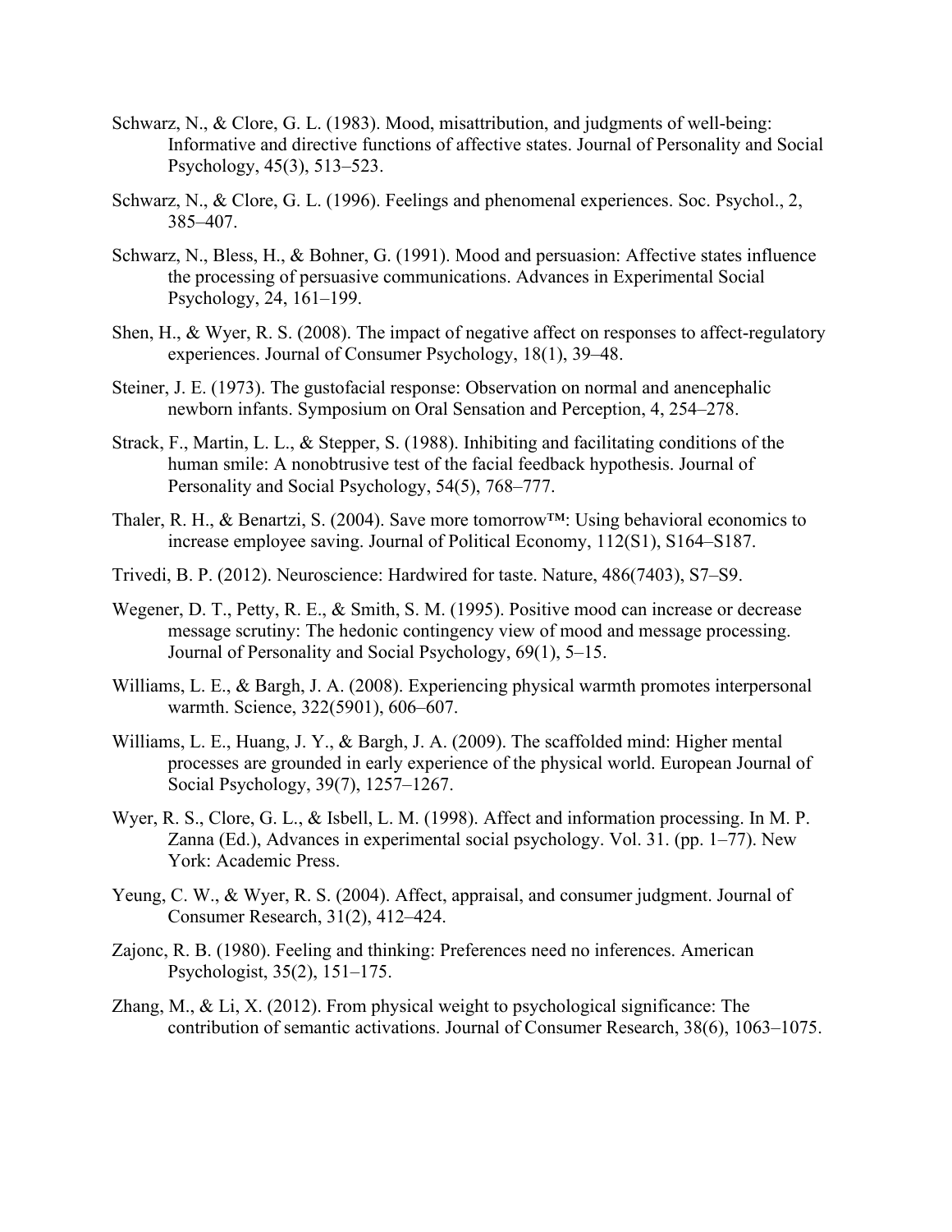Schwarz, N., & Clore, G. L. (1983). Mood, misattribution, and judgments of well-being: Informative and directive functions of affective states. Journal of Personality and Social Psychology, 45(3), 513–523.

Schwarz, N., & Clore, G. L. (1996). Feelings and phenomenal experiences. Soc. Psychol., 2, 385–407.

Schwarz, N., Bless, H., & Bohner, G. (1991). Mood and persuasion: Affective states influence the processing of persuasive communications. Advances in Experimental Social Psychology, 24, 161–199.

Shen, H., & Wyer, R. S. (2008). The impact of negative affect on responses to affect-regulatory experiences. Journal of Consumer Psychology, 18(1), 39–48.

Steiner, J. E. (1973). The gustofacial response: Observation on normal and anencephalic newborn infants. Symposium on Oral Sensation and Perception, 4, 254–278.

Strack, F., Martin, L. L., & Stepper, S. (1988). Inhibiting and facilitating conditions of the human smile: A nonobtrusive test of the facial feedback hypothesis. Journal of Personality and Social Psychology, 54(5), 768–777.

Thaler, R. H., & Benartzi, S. (2004). Save more tomorrow™: Using behavioral economics to increase employee saving. Journal of Political Economy, 112(S1), S164–S187.

Trivedi, B. P. (2012). Neuroscience: Hardwired for taste. Nature, 486(7403), S7–S9.

Wegener, D. T., Petty, R. E., & Smith, S. M. (1995). Positive mood can increase or decrease message scrutiny: The hedonic contingency view of mood and message processing. Journal of Personality and Social Psychology, 69(1), 5–15.

Williams, L. E., & Bargh, J. A. (2008). Experiencing physical warmth promotes interpersonal warmth. Science, 322(5901), 606–607.

Williams, L. E., Huang, J. Y., & Bargh, J. A. (2009). The scaffolded mind: Higher mental processes are grounded in early experience of the physical world. European Journal of Social Psychology, 39(7), 1257–1267.

Wyer, R. S., Clore, G. L., & Isbell, L. M. (1998). Affect and information processing. In M. P. Zanna (Ed.), Advances in experimental social psychology. Vol. 31. (pp. 1–77). New York: Academic Press.

Yeung, C. W., & Wyer, R. S. (2004). Affect, appraisal, and consumer judgment. Journal of Consumer Research, 31(2), 412–424.

Zajonc, R. B. (1980). Feeling and thinking: Preferences need no inferences. American Psychologist, 35(2), 151–175.

Zhang, M., & Li, X. (2012). From physical weight to psychological significance: The contribution of semantic activations. Journal of Consumer Research, 38(6), 1063–1075.